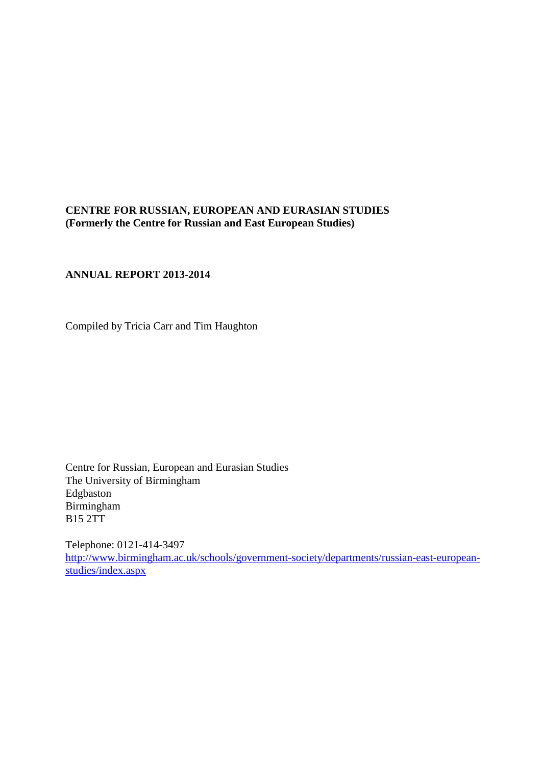**CENTRE FOR RUSSIAN, EUROPEAN AND EURASIAN STUDIES**
**(Formerly the Centre for Russian and East European Studies)**

**ANNUAL REPORT 2013-2014**

Compiled by Tricia Carr and Tim Haughton

Centre for Russian, European and Eurasian Studies
The University of Birmingham
Edgbaston
Birmingham
B15 2TT

Telephone: 0121-414-3497
[http://www.birmingham.ac.uk/schools/government-society/departments/russian-east-european-studies/index.aspx](http://www.birmingham.ac.uk/schools/government-society/departments/russian-east-european-studies/index.aspx)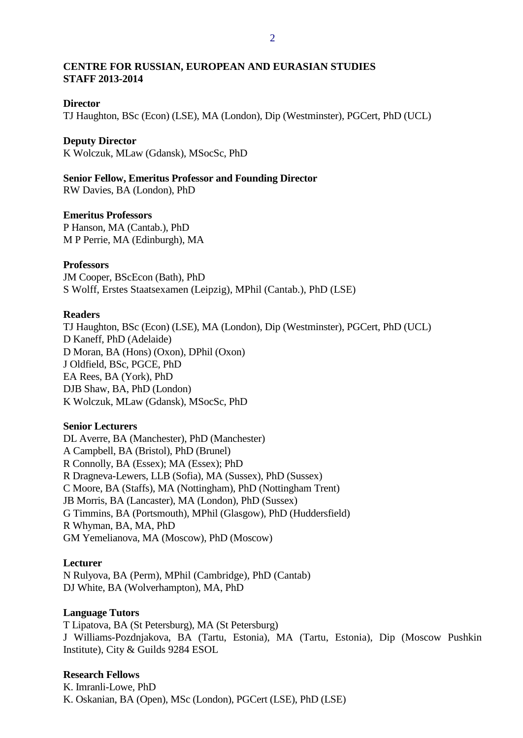# CENTRE FOR RUSSIAN, EUROPEAN AND EURASIAN STUDIES
# STAFF 2013-2014

**Director**
TJ Haughton, BSc (Econ) (LSE), MA (London), Dip (Westminster), PGCert, PhD (UCL)

**Deputy Director**
K Wolczuk, MLaw (Gdansk), MSocSc, PhD

**Senior Fellow, Emeritus Professor and Founding Director**
RW Davies, BA (London), PhD

**Emeritus Professors**
P Hanson, MA (Cantab.), PhD
M P Perrie, MA (Edinburgh), MA

**Professors**
JM Cooper, BScEcon (Bath), PhD
S Wolff, Erstes Staatsexamen (Leipzig), MPhil (Cantab.), PhD (LSE)

**Readers**
TJ Haughton, BSc (Econ) (LSE), MA (London), Dip (Westminster), PGCert, PhD (UCL)
D Kaneff, PhD (Adelaide)
D Moran, BA (Hons) (Oxon), DPhil (Oxon)
J Oldfield, BSc, PGCE, PhD
EA Rees, BA (York), PhD
DJB Shaw, BA, PhD (London)
K Wolczuk, MLaw (Gdansk), MSocSc, PhD

**Senior Lecturers**
DL Averre, BA (Manchester), PhD (Manchester)
A Campbell, BA (Bristol), PhD (Brunel)
R Connolly, BA (Essex); MA (Essex); PhD
R Dragneva-Lewers, LLB (Sofia), MA (Sussex), PhD (Sussex)
C Moore, BA (Staffs), MA (Nottingham), PhD (Nottingham Trent)
JB Morris, BA (Lancaster), MA (London), PhD (Sussex)
G Timmins, BA (Portsmouth), MPhil (Glasgow), PhD (Huddersfield)
R Whyman, BA, MA, PhD
GM Yemelianova, MA (Moscow), PhD (Moscow)

**Lecturer**
N Rulyova, BA (Perm), MPhil (Cambridge), PhD (Cantab)
DJ White, BA (Wolverhampton), MA, PhD

**Language Tutors**
T Lipatova, BA (St Petersburg), MA (St Petersburg)
J Williams-Pozdnjakova, BA (Tartu, Estonia), MA (Tartu, Estonia), Dip (Moscow Pushkin Institute), City & Guilds 9284 ESOL

**Research Fellows**
K. Imranli-Lowe, PhD
K. Oskanian, BA (Open), MSc (London), PGCert (LSE), PhD (LSE)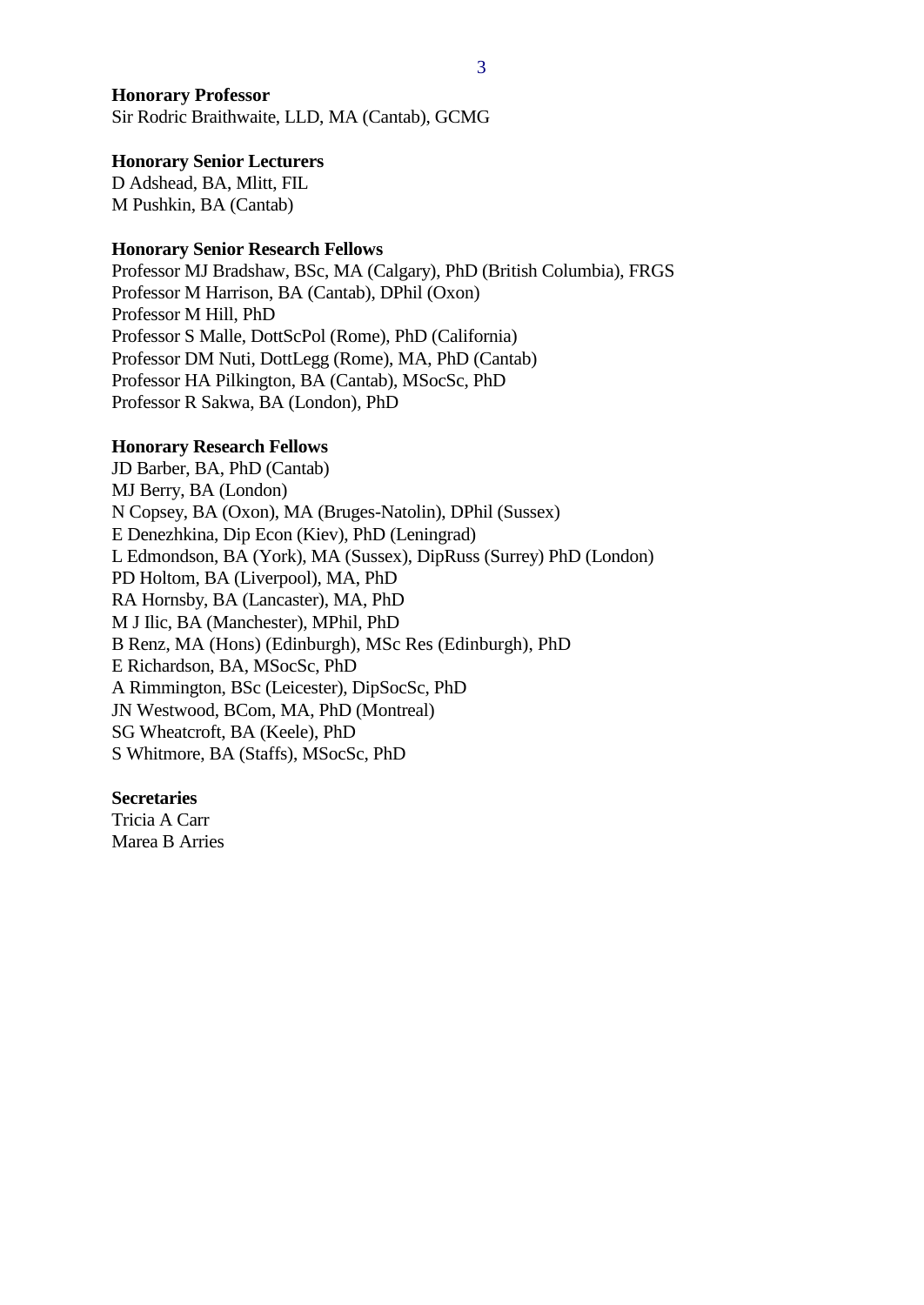**Honorary Professor**
Sir Rodric Braithwaite, LLD, MA (Cantab), GCMG

**Honorary Senior Lecturers**
D Adshead, BA, Mlitt, FIL
M Pushkin, BA (Cantab)

**Honorary Senior Research Fellows**
Professor MJ Bradshaw, BSc, MA (Calgary), PhD (British Columbia), FRGS
Professor M Harrison, BA (Cantab), DPhil (Oxon)
Professor M Hill, PhD
Professor S Malle, DottScPol (Rome), PhD (California)
Professor DM Nuti, DottLegg (Rome), MA, PhD (Cantab)
Professor HA Pilkington, BA (Cantab), MSocSc, PhD
Professor R Sakwa, BA (London), PhD

**Honorary Research Fellows**
JD Barber, BA, PhD (Cantab)
MJ Berry, BA (London)
N Copsey, BA (Oxon), MA (Bruges-Natolin), DPhil (Sussex)
E Denezhkina, Dip Econ (Kiev), PhD (Leningrad)
L Edmondson, BA (York), MA (Sussex), DipRuss (Surrey) PhD (London)
PD Holtom, BA (Liverpool), MA, PhD
RA Hornsby, BA (Lancaster), MA, PhD
M J Ilic, BA (Manchester), MPhil, PhD
B Renz, MA (Hons) (Edinburgh), MSc Res (Edinburgh), PhD
E Richardson, BA, MSocSc, PhD
A Rimmington, BSc (Leicester), DipSocSc, PhD
JN Westwood, BCom, MA, PhD (Montreal)
SG Wheatcroft, BA (Keele), PhD
S Whitmore, BA (Staffs), MSocSc, PhD

**Secretaries**
Tricia A Carr
Marea B Arries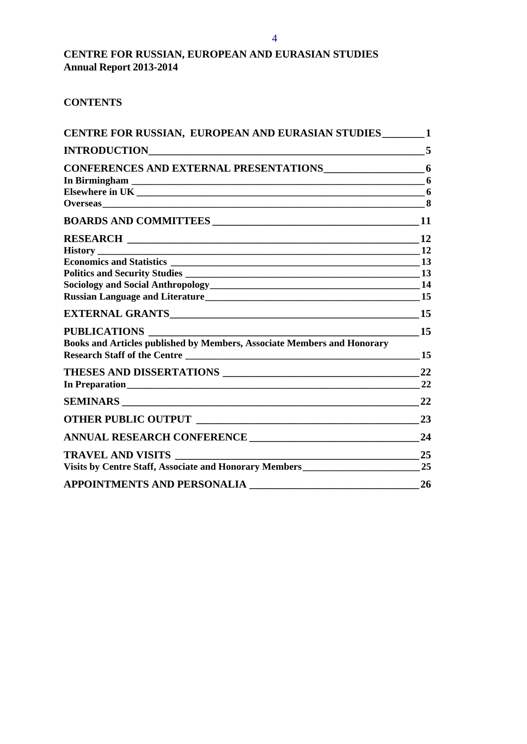**CENTRE FOR RUSSIAN, EUROPEAN AND EURASIAN STUDIES**
**Annual Report 2013-2014**

**CONTENTS**

**CENTRE FOR RUSSIAN, EUROPEAN AND EURASIAN STUDIES ________ 1**

**INTRODUCTION ________ 5**

**CONFERENCES AND EXTERNAL PRESENTATIONS ________ 6**
**In Birmingham ________ 6**
**Elsewhere in UK ________ 6**
**Overseas ________ 8**

**BOARDS AND COMMITTEES ________ 11**

**RESEARCH ________ 12**
**History ________ 12**
**Economics and Statistics ________ 13**
**Politics and Security Studies ________ 13**
**Sociology and Social Anthropology ________ 14**
**Russian Language and Literature ________ 15**

**EXTERNAL GRANTS ________ 15**

**PUBLICATIONS ________ 15**
**Books and Articles published by Members, Associate Members and Honorary Research Staff of the Centre ________ 15**

**THESES AND DISSERTATIONS ________ 22**
**In Preparation ________ 22**

**SEMINARS ________ 22**

**OTHER PUBLIC OUTPUT ________ 23**

**ANNUAL RESEARCH CONFERENCE ________ 24**

**TRAVEL AND VISITS ________ 25**
**Visits by Centre Staff, Associate and Honorary Members ________ 25**

**APPOINTMENTS AND PERSONALIA ________ 26**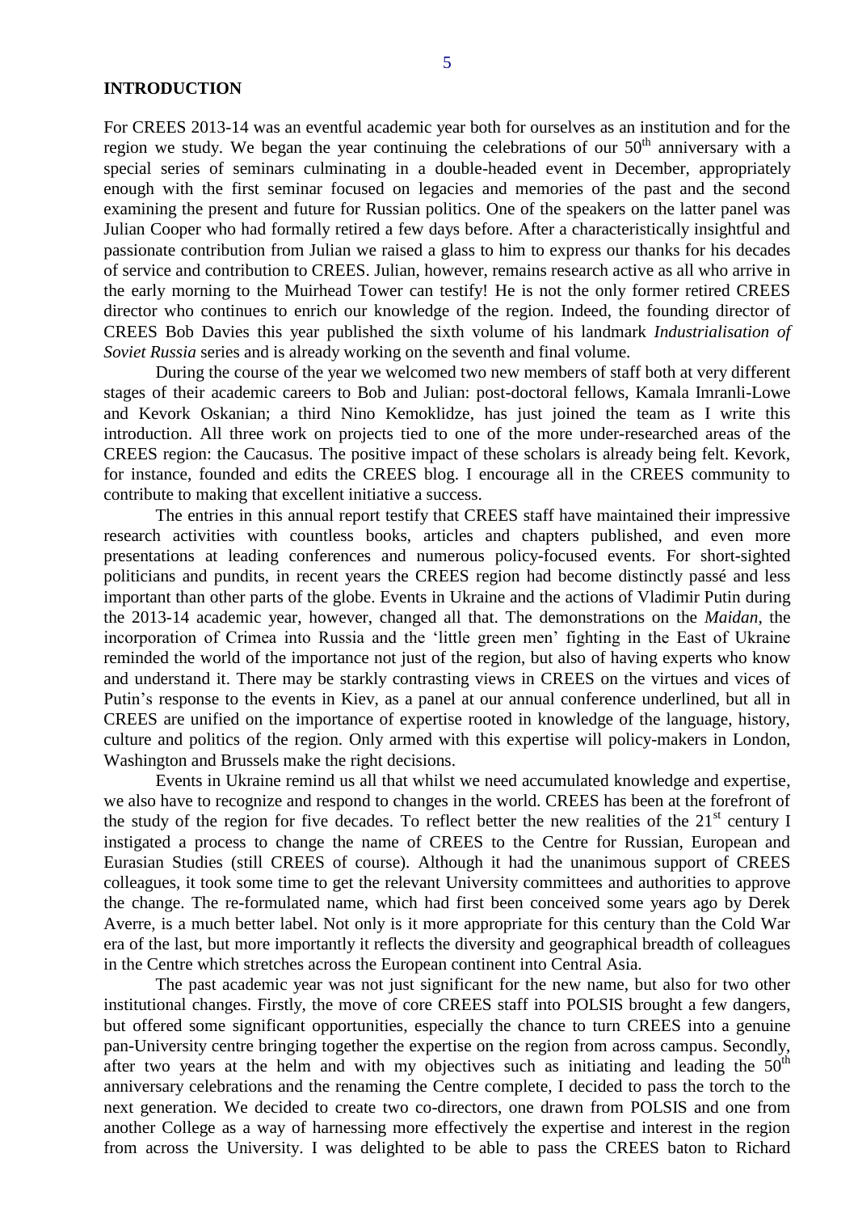## INTRODUCTION

For CREES 2013-14 was an eventful academic year both for ourselves as an institution and for the region we study. We began the year continuing the celebrations of our 50th anniversary with a special series of seminars culminating in a double-headed event in December, appropriately enough with the first seminar focused on legacies and memories of the past and the second examining the present and future for Russian politics. One of the speakers on the latter panel was Julian Cooper who had formally retired a few days before. After a characteristically insightful and passionate contribution from Julian we raised a glass to him to express our thanks for his decades of service and contribution to CREES. Julian, however, remains research active as all who arrive in the early morning to the Muirhead Tower can testify! He is not the only former retired CREES director who continues to enrich our knowledge of the region. Indeed, the founding director of CREES Bob Davies this year published the sixth volume of his landmark *Industrialisation of Soviet Russia* series and is already working on the seventh and final volume.

During the course of the year we welcomed two new members of staff both at very different stages of their academic careers to Bob and Julian: post-doctoral fellows, Kamala Imranli-Lowe and Kevork Oskanian; a third Nino Kemoklidze, has just joined the team as I write this introduction. All three work on projects tied to one of the more under-researched areas of the CREES region: the Caucasus. The positive impact of these scholars is already being felt. Kevork, for instance, founded and edits the CREES blog. I encourage all in the CREES community to contribute to making that excellent initiative a success.

The entries in this annual report testify that CREES staff have maintained their impressive research activities with countless books, articles and chapters published, and even more presentations at leading conferences and numerous policy-focused events. For short-sighted politicians and pundits, in recent years the CREES region had become distinctly passé and less important than other parts of the globe. Events in Ukraine and the actions of Vladimir Putin during the 2013-14 academic year, however, changed all that. The demonstrations on the *Maidan*, the incorporation of Crimea into Russia and the 'little green men' fighting in the East of Ukraine reminded the world of the importance not just of the region, but also of having experts who know and understand it. There may be starkly contrasting views in CREES on the virtues and vices of Putin's response to the events in Kiev, as a panel at our annual conference underlined, but all in CREES are unified on the importance of expertise rooted in knowledge of the language, history, culture and politics of the region. Only armed with this expertise will policy-makers in London, Washington and Brussels make the right decisions.

Events in Ukraine remind us all that whilst we need accumulated knowledge and expertise, we also have to recognize and respond to changes in the world. CREES has been at the forefront of the study of the region for five decades. To reflect better the new realities of the 21st century I instigated a process to change the name of CREES to the Centre for Russian, European and Eurasian Studies (still CREES of course). Although it had the unanimous support of CREES colleagues, it took some time to get the relevant University committees and authorities to approve the change. The re-formulated name, which had first been conceived some years ago by Derek Averre, is a much better label. Not only is it more appropriate for this century than the Cold War era of the last, but more importantly it reflects the diversity and geographical breadth of colleagues in the Centre which stretches across the European continent into Central Asia.

The past academic year was not just significant for the new name, but also for two other institutional changes. Firstly, the move of core CREES staff into POLSIS brought a few dangers, but offered some significant opportunities, especially the chance to turn CREES into a genuine pan-University centre bringing together the expertise on the region from across campus. Secondly, after two years at the helm and with my objectives such as initiating and leading the 50th anniversary celebrations and the renaming the Centre complete, I decided to pass the torch to the next generation. We decided to create two co-directors, one drawn from POLSIS and one from another College as a way of harnessing more effectively the expertise and interest in the region from across the University. I was delighted to be able to pass the CREES baton to Richard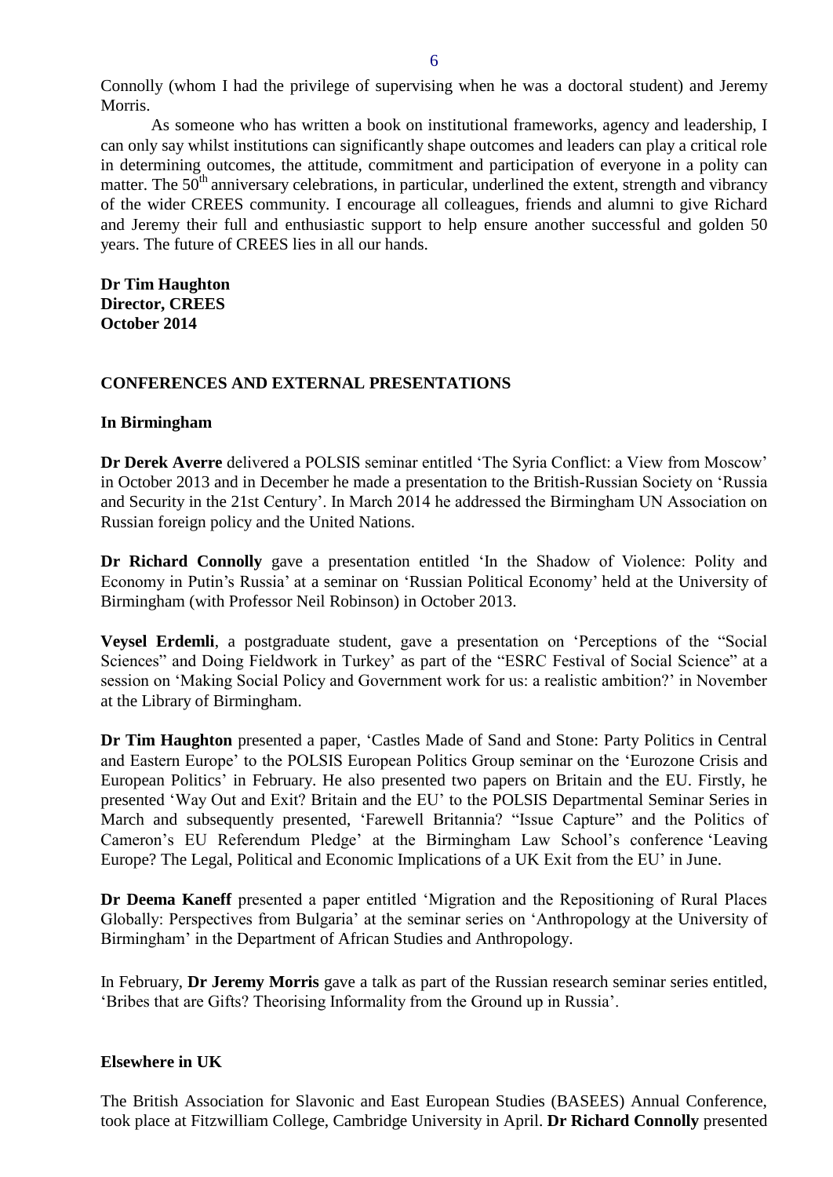Connolly (whom I had the privilege of supervising when he was a doctoral student) and Jeremy Morris.

As someone who has written a book on institutional frameworks, agency and leadership, I can only say whilst institutions can significantly shape outcomes and leaders can play a critical role in determining outcomes, the attitude, commitment and participation of everyone in a polity can matter. The 50th anniversary celebrations, in particular, underlined the extent, strength and vibrancy of the wider CREES community. I encourage all colleagues, friends and alumni to give Richard and Jeremy their full and enthusiastic support to help ensure another successful and golden 50 years. The future of CREES lies in all our hands.

**Dr Tim Haughton**
**Director, CREES**
**October 2014**

## CONFERENCES AND EXTERNAL PRESENTATIONS

### In Birmingham

**Dr Derek Averre** delivered a POLSIS seminar entitled 'The Syria Conflict: a View from Moscow' in October 2013 and in December he made a presentation to the British-Russian Society on 'Russia and Security in the 21st Century'. In March 2014 he addressed the Birmingham UN Association on Russian foreign policy and the United Nations.

**Dr Richard Connolly** gave a presentation entitled 'In the Shadow of Violence: Polity and Economy in Putin's Russia' at a seminar on 'Russian Political Economy' held at the University of Birmingham (with Professor Neil Robinson) in October 2013.

**Veysel Erdemli**, a postgraduate student, gave a presentation on 'Perceptions of the "Social Sciences" and Doing Fieldwork in Turkey' as part of the "ESRC Festival of Social Science" at a session on 'Making Social Policy and Government work for us: a realistic ambition?' in November at the Library of Birmingham.

**Dr Tim Haughton** presented a paper, 'Castles Made of Sand and Stone: Party Politics in Central and Eastern Europe' to the POLSIS European Politics Group seminar on the 'Eurozone Crisis and European Politics' in February. He also presented two papers on Britain and the EU. Firstly, he presented 'Way Out and Exit? Britain and the EU' to the POLSIS Departmental Seminar Series in March and subsequently presented, 'Farewell Britannia? "Issue Capture" and the Politics of Cameron's EU Referendum Pledge' at the Birmingham Law School's conference 'Leaving Europe? The Legal, Political and Economic Implications of a UK Exit from the EU' in June.

**Dr Deema Kaneff** presented a paper entitled 'Migration and the Repositioning of Rural Places Globally: Perspectives from Bulgaria' at the seminar series on 'Anthropology at the University of Birmingham' in the Department of African Studies and Anthropology.

In February, **Dr Jeremy Morris** gave a talk as part of the Russian research seminar series entitled, 'Bribes that are Gifts? Theorising Informality from the Ground up in Russia'.

### Elsewhere in UK

The British Association for Slavonic and East European Studies (BASEES) Annual Conference, took place at Fitzwilliam College, Cambridge University in April. **Dr Richard Connolly** presented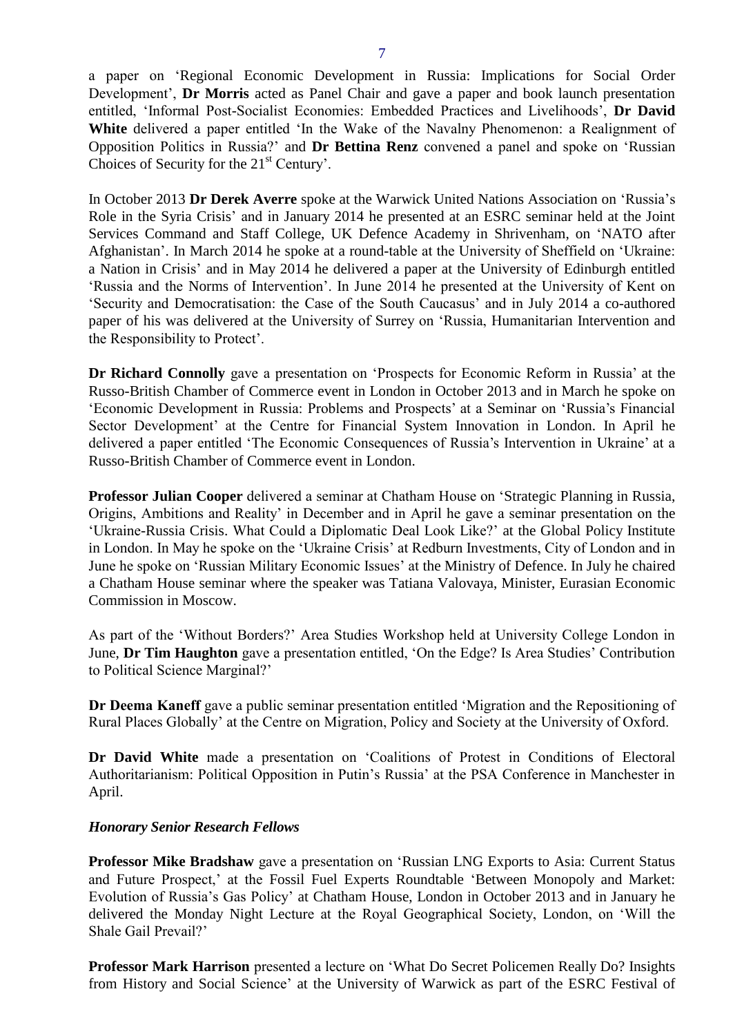a paper on 'Regional Economic Development in Russia: Implications for Social Order Development', **Dr Morris** acted as Panel Chair and gave a paper and book launch presentation entitled, 'Informal Post-Socialist Economies: Embedded Practices and Livelihoods', **Dr David White** delivered a paper entitled 'In the Wake of the Navalny Phenomenon: a Realignment of Opposition Politics in Russia?' and **Dr Bettina Renz** convened a panel and spoke on 'Russian Choices of Security for the 21st Century'.

In October 2013 **Dr Derek Averre** spoke at the Warwick United Nations Association on 'Russia's Role in the Syria Crisis' and in January 2014 he presented at an ESRC seminar held at the Joint Services Command and Staff College, UK Defence Academy in Shrivenham, on 'NATO after Afghanistan'. In March 2014 he spoke at a round-table at the University of Sheffield on 'Ukraine: a Nation in Crisis' and in May 2014 he delivered a paper at the University of Edinburgh entitled 'Russia and the Norms of Intervention'. In June 2014 he presented at the University of Kent on 'Security and Democratisation: the Case of the South Caucasus' and in July 2014 a co-authored paper of his was delivered at the University of Surrey on 'Russia, Humanitarian Intervention and the Responsibility to Protect'.

**Dr Richard Connolly** gave a presentation on 'Prospects for Economic Reform in Russia' at the Russo-British Chamber of Commerce event in London in October 2013 and in March he spoke on 'Economic Development in Russia: Problems and Prospects' at a Seminar on 'Russia's Financial Sector Development' at the Centre for Financial System Innovation in London. In April he delivered a paper entitled 'The Economic Consequences of Russia's Intervention in Ukraine' at a Russo-British Chamber of Commerce event in London.

**Professor Julian Cooper** delivered a seminar at Chatham House on 'Strategic Planning in Russia, Origins, Ambitions and Reality' in December and in April he gave a seminar presentation on the 'Ukraine-Russia Crisis. What Could a Diplomatic Deal Look Like?' at the Global Policy Institute in London. In May he spoke on the 'Ukraine Crisis' at Redburn Investments, City of London and in June he spoke on 'Russian Military Economic Issues' at the Ministry of Defence. In July he chaired a Chatham House seminar where the speaker was Tatiana Valovaya, Minister, Eurasian Economic Commission in Moscow.

As part of the 'Without Borders?' Area Studies Workshop held at University College London in June, **Dr Tim Haughton** gave a presentation entitled, 'On the Edge? Is Area Studies' Contribution to Political Science Marginal?'

**Dr Deema Kaneff** gave a public seminar presentation entitled 'Migration and the Repositioning of Rural Places Globally' at the Centre on Migration, Policy and Society at the University of Oxford.

**Dr David White** made a presentation on 'Coalitions of Protest in Conditions of Electoral Authoritarianism: Political Opposition in Putin's Russia' at the PSA Conference in Manchester in April.

***Honorary Senior Research Fellows***

**Professor Mike Bradshaw** gave a presentation on 'Russian LNG Exports to Asia: Current Status and Future Prospect,' at the Fossil Fuel Experts Roundtable 'Between Monopoly and Market: Evolution of Russia's Gas Policy' at Chatham House, London in October 2013 and in January he delivered the Monday Night Lecture at the Royal Geographical Society, London, on 'Will the Shale Gail Prevail?'

**Professor Mark Harrison** presented a lecture on 'What Do Secret Policemen Really Do? Insights from History and Social Science' at the University of Warwick as part of the ESRC Festival of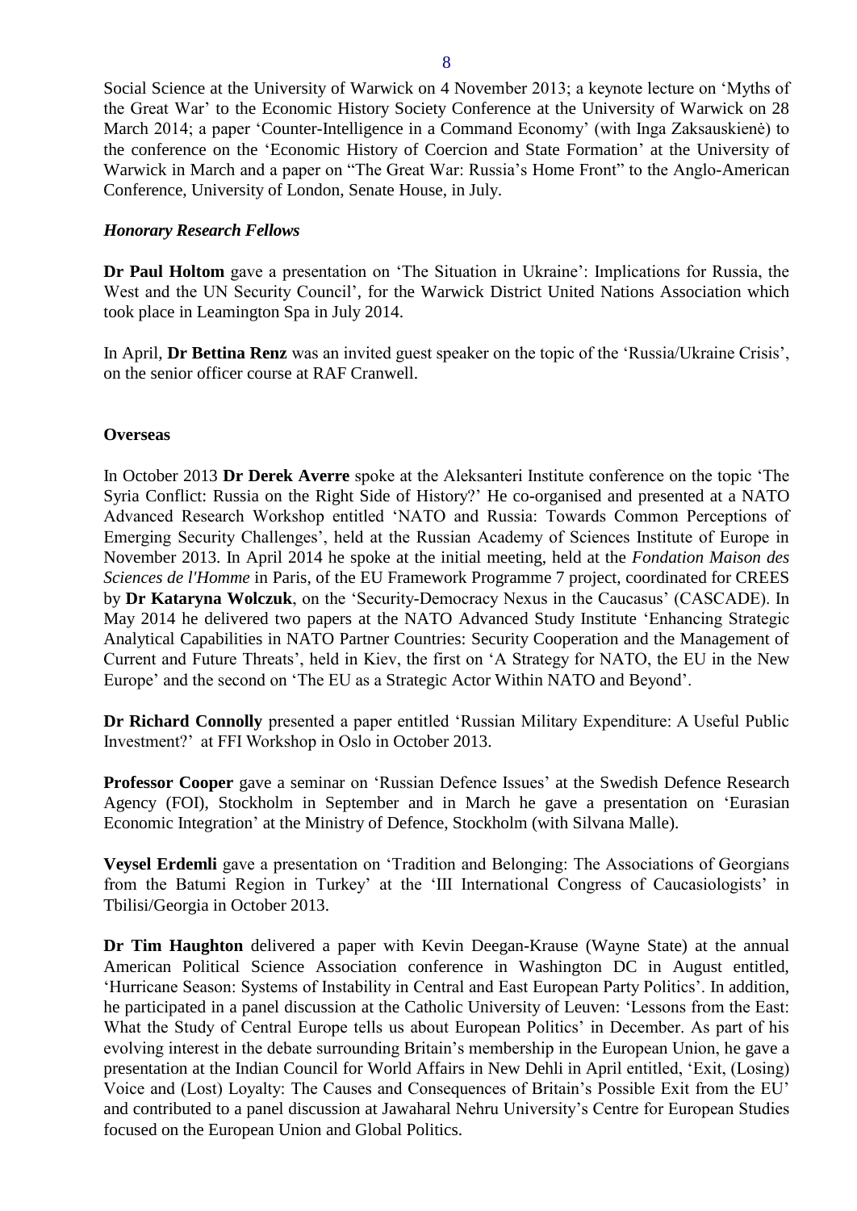Social Science at the University of Warwick on 4 November 2013; a keynote lecture on 'Myths of the Great War' to the Economic History Society Conference at the University of Warwick on 28 March 2014; a paper 'Counter-Intelligence in a Command Economy' (with Inga Zaksauskienė) to the conference on the 'Economic History of Coercion and State Formation' at the University of Warwick in March and a paper on "The Great War: Russia's Home Front" to the Anglo-American Conference, University of London, Senate House, in July.

***Honorary Research Fellows***

**Dr Paul Holtom** gave a presentation on 'The Situation in Ukraine': Implications for Russia, the West and the UN Security Council', for the Warwick District United Nations Association which took place in Leamington Spa in July 2014.

In April, **Dr Bettina Renz** was an invited guest speaker on the topic of the 'Russia/Ukraine Crisis', on the senior officer course at RAF Cranwell.

**Overseas**

In October 2013 **Dr Derek Averre** spoke at the Aleksanteri Institute conference on the topic 'The Syria Conflict: Russia on the Right Side of History?' He co-organised and presented at a NATO Advanced Research Workshop entitled 'NATO and Russia: Towards Common Perceptions of Emerging Security Challenges', held at the Russian Academy of Sciences Institute of Europe in November 2013. In April 2014 he spoke at the initial meeting, held at the *Fondation Maison des Sciences de l'Homme* in Paris, of the EU Framework Programme 7 project, coordinated for CREES by **Dr Kataryna Wolczuk**, on the 'Security-Democracy Nexus in the Caucasus' (CASCADE). In May 2014 he delivered two papers at the NATO Advanced Study Institute 'Enhancing Strategic Analytical Capabilities in NATO Partner Countries: Security Cooperation and the Management of Current and Future Threats', held in Kiev, the first on 'A Strategy for NATO, the EU in the New Europe' and the second on 'The EU as a Strategic Actor Within NATO and Beyond'.

**Dr Richard Connolly** presented a paper entitled 'Russian Military Expenditure: A Useful Public Investment?' at FFI Workshop in Oslo in October 2013.

**Professor Cooper** gave a seminar on 'Russian Defence Issues' at the Swedish Defence Research Agency (FOI), Stockholm in September and in March he gave a presentation on 'Eurasian Economic Integration' at the Ministry of Defence, Stockholm (with Silvana Malle).

**Veysel Erdemli** gave a presentation on 'Tradition and Belonging: The Associations of Georgians from the Batumi Region in Turkey' at the 'III International Congress of Caucasiologists' in Tbilisi/Georgia in October 2013.

**Dr Tim Haughton** delivered a paper with Kevin Deegan-Krause (Wayne State) at the annual American Political Science Association conference in Washington DC in August entitled, 'Hurricane Season: Systems of Instability in Central and East European Party Politics'. In addition, he participated in a panel discussion at the Catholic University of Leuven: 'Lessons from the East: What the Study of Central Europe tells us about European Politics' in December. As part of his evolving interest in the debate surrounding Britain's membership in the European Union, he gave a presentation at the Indian Council for World Affairs in New Dehli in April entitled, 'Exit, (Losing) Voice and (Lost) Loyalty: The Causes and Consequences of Britain's Possible Exit from the EU' and contributed to a panel discussion at Jawaharal Nehru University's Centre for European Studies focused on the European Union and Global Politics.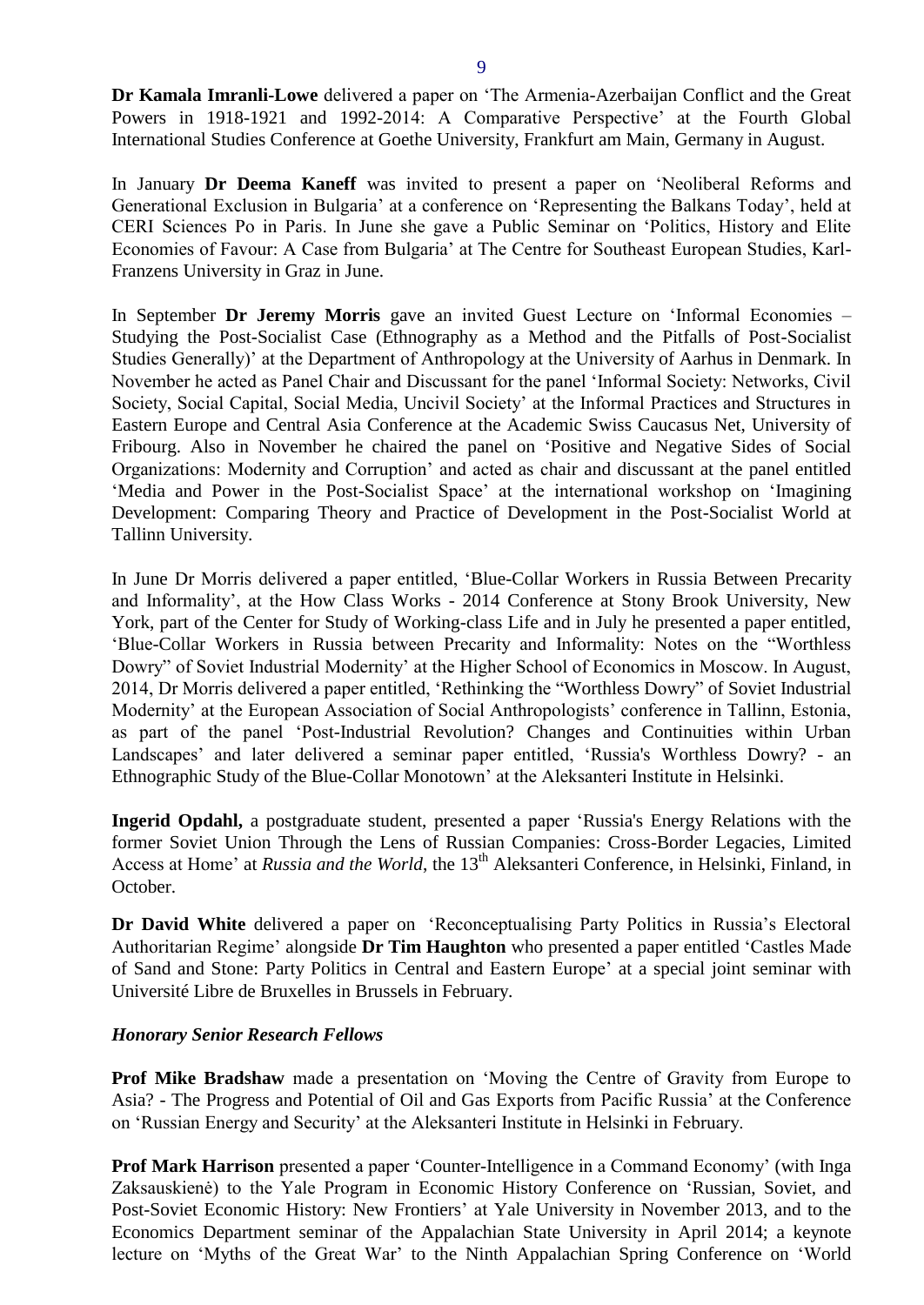**Dr Kamala Imranli-Lowe** delivered a paper on 'The Armenia-Azerbaijan Conflict and the Great Powers in 1918-1921 and 1992-2014: A Comparative Perspective' at the Fourth Global International Studies Conference at Goethe University, Frankfurt am Main, Germany in August.

In January **Dr Deema Kaneff** was invited to present a paper on 'Neoliberal Reforms and Generational Exclusion in Bulgaria' at a conference on 'Representing the Balkans Today', held at CERI Sciences Po in Paris. In June she gave a Public Seminar on 'Politics, History and Elite Economies of Favour: A Case from Bulgaria' at The Centre for Southeast European Studies, Karl-Franzens University in Graz in June.

In September **Dr Jeremy Morris** gave an invited Guest Lecture on 'Informal Economies – Studying the Post-Socialist Case (Ethnography as a Method and the Pitfalls of Post-Socialist Studies Generally)' at the Department of Anthropology at the University of Aarhus in Denmark. In November he acted as Panel Chair and Discussant for the panel 'Informal Society: Networks, Civil Society, Social Capital, Social Media, Uncivil Society' at the Informal Practices and Structures in Eastern Europe and Central Asia Conference at the Academic Swiss Caucasus Net, University of Fribourg. Also in November he chaired the panel on 'Positive and Negative Sides of Social Organizations: Modernity and Corruption' and acted as chair and discussant at the panel entitled 'Media and Power in the Post-Socialist Space' at the international workshop on 'Imagining Development: Comparing Theory and Practice of Development in the Post-Socialist World at Tallinn University.

In June Dr Morris delivered a paper entitled, 'Blue-Collar Workers in Russia Between Precarity and Informality', at the How Class Works - 2014 Conference at Stony Brook University, New York, part of the Center for Study of Working-class Life and in July he presented a paper entitled, 'Blue-Collar Workers in Russia between Precarity and Informality: Notes on the "Worthless Dowry" of Soviet Industrial Modernity' at the Higher School of Economics in Moscow. In August, 2014, Dr Morris delivered a paper entitled, 'Rethinking the "Worthless Dowry" of Soviet Industrial Modernity' at the European Association of Social Anthropologists' conference in Tallinn, Estonia, as part of the panel 'Post-Industrial Revolution? Changes and Continuities within Urban Landscapes' and later delivered a seminar paper entitled, 'Russia's Worthless Dowry? - an Ethnographic Study of the Blue-Collar Monotown' at the Aleksanteri Institute in Helsinki.

**Ingerid Opdahl,** a postgraduate student, presented a paper 'Russia's Energy Relations with the former Soviet Union Through the Lens of Russian Companies: Cross-Border Legacies, Limited Access at Home' at *Russia and the World*, the 13th Aleksanteri Conference, in Helsinki, Finland, in October.

**Dr David White** delivered a paper on 'Reconceptualising Party Politics in Russia's Electoral Authoritarian Regime' alongside **Dr Tim Haughton** who presented a paper entitled 'Castles Made of Sand and Stone: Party Politics in Central and Eastern Europe' at a special joint seminar with Université Libre de Bruxelles in Brussels in February.

### *Honorary Senior Research Fellows*

**Prof Mike Bradshaw** made a presentation on 'Moving the Centre of Gravity from Europe to Asia? - The Progress and Potential of Oil and Gas Exports from Pacific Russia' at the Conference on 'Russian Energy and Security' at the Aleksanteri Institute in Helsinki in February.

**Prof Mark Harrison** presented a paper 'Counter-Intelligence in a Command Economy' (with Inga Zaksauskienė) to the Yale Program in Economic History Conference on 'Russian, Soviet, and Post-Soviet Economic History: New Frontiers' at Yale University in November 2013, and to the Economics Department seminar of the Appalachian State University in April 2014; a keynote lecture on 'Myths of the Great War' to the Ninth Appalachian Spring Conference on 'World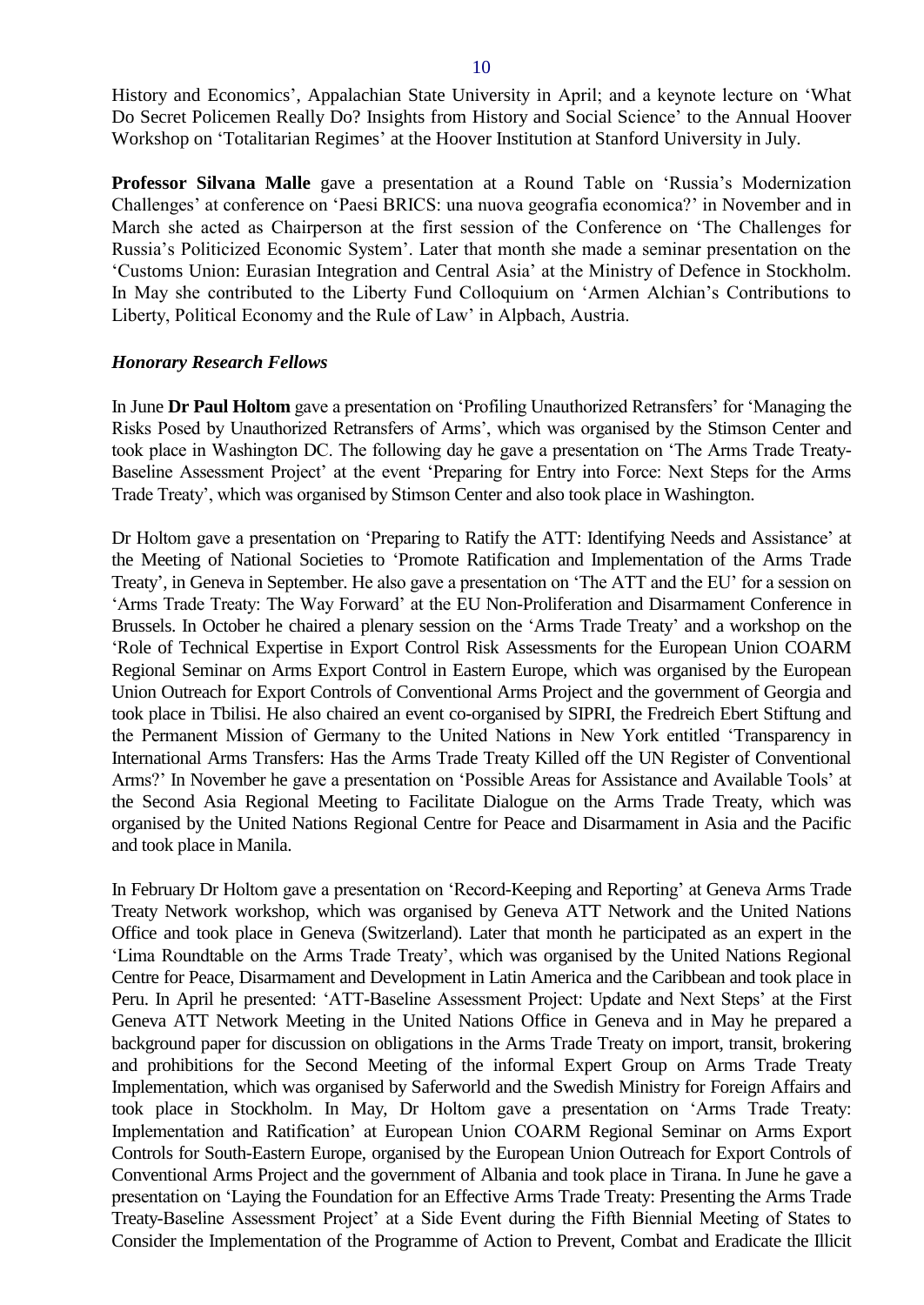History and Economics', Appalachian State University in April; and a keynote lecture on 'What Do Secret Policemen Really Do? Insights from History and Social Science' to the Annual Hoover Workshop on 'Totalitarian Regimes' at the Hoover Institution at Stanford University in July.

**Professor Silvana Malle** gave a presentation at a Round Table on 'Russia's Modernization Challenges' at conference on 'Paesi BRICS: una nuova geografia economica?' in November and in March she acted as Chairperson at the first session of the Conference on 'The Challenges for Russia's Politicized Economic System'. Later that month she made a seminar presentation on the 'Customs Union: Eurasian Integration and Central Asia' at the Ministry of Defence in Stockholm. In May she contributed to the Liberty Fund Colloquium on 'Armen Alchian's Contributions to Liberty, Political Economy and the Rule of Law' in Alpbach, Austria.

***Honorary Research Fellows***

In June **Dr Paul Holtom** gave a presentation on 'Profiling Unauthorized Retransfers' for 'Managing the Risks Posed by Unauthorized Retransfers of Arms', which was organised by the Stimson Center and took place in Washington DC. The following day he gave a presentation on 'The Arms Trade Treaty-Baseline Assessment Project' at the event 'Preparing for Entry into Force: Next Steps for the Arms Trade Treaty', which was organised by Stimson Center and also took place in Washington.

Dr Holtom gave a presentation on 'Preparing to Ratify the ATT: Identifying Needs and Assistance' at the Meeting of National Societies to 'Promote Ratification and Implementation of the Arms Trade Treaty', in Geneva in September. He also gave a presentation on 'The ATT and the EU' for a session on 'Arms Trade Treaty: The Way Forward' at the EU Non-Proliferation and Disarmament Conference in Brussels. In October he chaired a plenary session on the 'Arms Trade Treaty' and a workshop on the 'Role of Technical Expertise in Export Control Risk Assessments for the European Union COARM Regional Seminar on Arms Export Control in Eastern Europe, which was organised by the European Union Outreach for Export Controls of Conventional Arms Project and the government of Georgia and took place in Tbilisi. He also chaired an event co-organised by SIPRI, the Fredreich Ebert Stiftung and the Permanent Mission of Germany to the United Nations in New York entitled 'Transparency in International Arms Transfers: Has the Arms Trade Treaty Killed off the UN Register of Conventional Arms?' In November he gave a presentation on 'Possible Areas for Assistance and Available Tools' at the Second Asia Regional Meeting to Facilitate Dialogue on the Arms Trade Treaty, which was organised by the United Nations Regional Centre for Peace and Disarmament in Asia and the Pacific and took place in Manila.

In February Dr Holtom gave a presentation on 'Record-Keeping and Reporting' at Geneva Arms Trade Treaty Network workshop, which was organised by Geneva ATT Network and the United Nations Office and took place in Geneva (Switzerland). Later that month he participated as an expert in the 'Lima Roundtable on the Arms Trade Treaty', which was organised by the United Nations Regional Centre for Peace, Disarmament and Development in Latin America and the Caribbean and took place in Peru. In April he presented: 'ATT-Baseline Assessment Project: Update and Next Steps' at the First Geneva ATT Network Meeting in the United Nations Office in Geneva and in May he prepared a background paper for discussion on obligations in the Arms Trade Treaty on import, transit, brokering and prohibitions for the Second Meeting of the informal Expert Group on Arms Trade Treaty Implementation, which was organised by Saferworld and the Swedish Ministry for Foreign Affairs and took place in Stockholm. In May, Dr Holtom gave a presentation on 'Arms Trade Treaty: Implementation and Ratification' at European Union COARM Regional Seminar on Arms Export Controls for South-Eastern Europe, organised by the European Union Outreach for Export Controls of Conventional Arms Project and the government of Albania and took place in Tirana. In June he gave a presentation on 'Laying the Foundation for an Effective Arms Trade Treaty: Presenting the Arms Trade Treaty-Baseline Assessment Project' at a Side Event during the Fifth Biennial Meeting of States to Consider the Implementation of the Programme of Action to Prevent, Combat and Eradicate the Illicit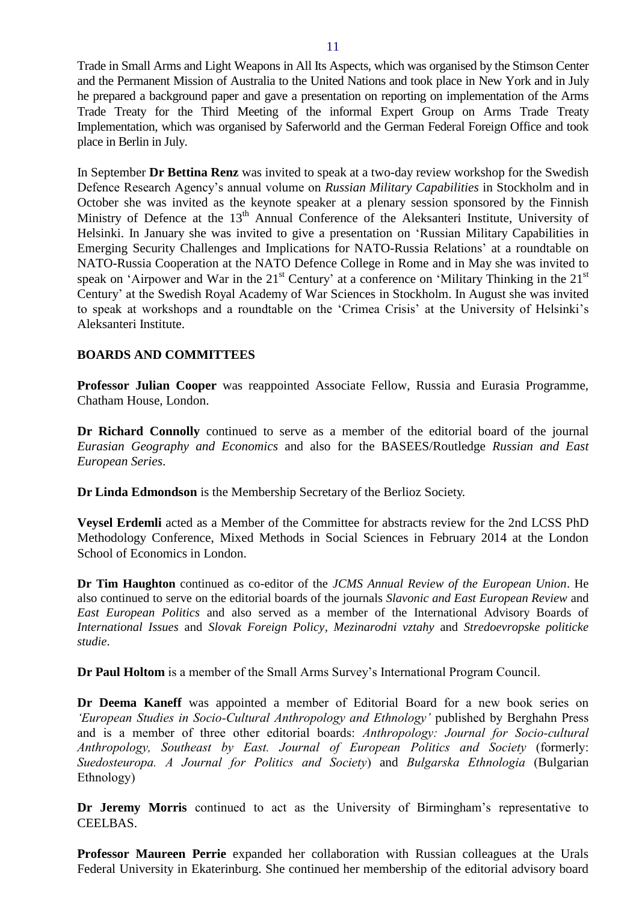Trade in Small Arms and Light Weapons in All Its Aspects, which was organised by the Stimson Center and the Permanent Mission of Australia to the United Nations and took place in New York and in July he prepared a background paper and gave a presentation on reporting on implementation of the Arms Trade Treaty for the Third Meeting of the informal Expert Group on Arms Trade Treaty Implementation, which was organised by Saferworld and the German Federal Foreign Office and took place in Berlin in July.

In September **Dr Bettina Renz** was invited to speak at a two-day review workshop for the Swedish Defence Research Agency's annual volume on *Russian Military Capabilities* in Stockholm and in October she was invited as the keynote speaker at a plenary session sponsored by the Finnish Ministry of Defence at the 13th Annual Conference of the Aleksanteri Institute, University of Helsinki. In January she was invited to give a presentation on 'Russian Military Capabilities in Emerging Security Challenges and Implications for NATO-Russia Relations' at a roundtable on NATO-Russia Cooperation at the NATO Defence College in Rome and in May she was invited to speak on 'Airpower and War in the 21st Century' at a conference on 'Military Thinking in the 21st Century' at the Swedish Royal Academy of War Sciences in Stockholm. In August she was invited to speak at workshops and a roundtable on the 'Crimea Crisis' at the University of Helsinki's Aleksanteri Institute.

## BOARDS AND COMMITTEES

**Professor Julian Cooper** was reappointed Associate Fellow, Russia and Eurasia Programme, Chatham House, London.

**Dr Richard Connolly** continued to serve as a member of the editorial board of the journal *Eurasian Geography and Economics* and also for the BASEES/Routledge *Russian and East European Series*.

**Dr Linda Edmondson** is the Membership Secretary of the Berlioz Society.

**Veysel Erdemli** acted as a Member of the Committee for abstracts review for the 2nd LCSS PhD Methodology Conference, Mixed Methods in Social Sciences in February 2014 at the London School of Economics in London.

**Dr Tim Haughton** continued as co-editor of the *JCMS Annual Review of the European Union*. He also continued to serve on the editorial boards of the journals *Slavonic and East European Review* and *East European Politics* and also served as a member of the International Advisory Boards of *International Issues* and *Slovak Foreign Policy*, *Mezinarodni vztahy* and *Stredoevropske politicke studie*.

**Dr Paul Holtom** is a member of the Small Arms Survey's International Program Council.

**Dr Deema Kaneff** was appointed a member of Editorial Board for a new book series on *'European Studies in Socio-Cultural Anthropology and Ethnology'* published by Berghahn Press and is a member of three other editorial boards: *Anthropology: Journal for Socio-cultural Anthropology, Southeast by East. Journal of European Politics and Society* (formerly: *Suedosteuropa. A Journal for Politics and Society*) and *Bulgarska Ethnologia* (Bulgarian Ethnology)

**Dr Jeremy Morris** continued to act as the University of Birmingham's representative to CEELBAS.

**Professor Maureen Perrie** expanded her collaboration with Russian colleagues at the Urals Federal University in Ekaterinburg. She continued her membership of the editorial advisory board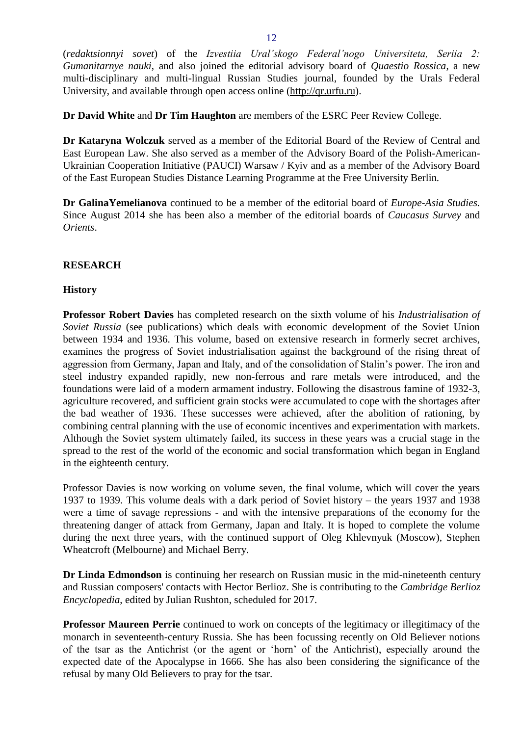(*redaktsionnyi sovet*) of the *Izvestiia Ural'skogo Federal'nogo Universiteta, Seriia 2: Gumanitarnye nauki*, and also joined the editorial advisory board of *Quaestio Rossica*, a new multi-disciplinary and multi-lingual Russian Studies journal, founded by the Urals Federal University, and available through open access online (http://qr.urfu.ru).

**Dr David White** and **Dr Tim Haughton** are members of the ESRC Peer Review College.

**Dr Kataryna Wolczuk** served as a member of the Editorial Board of the Review of Central and East European Law. She also served as a member of the Advisory Board of the Polish-American-Ukrainian Cooperation Initiative (PAUCI) Warsaw / Kyiv and as a member of the Advisory Board of the East European Studies Distance Learning Programme at the Free University Berlin.

**Dr GalinaYemelianova** continued to be a member of the editorial board of *Europe-Asia Studies.* Since August 2014 she has been also a member of the editorial boards of *Caucasus Survey* and *Orients*.

## RESEARCH

### History

**Professor Robert Davies** has completed research on the sixth volume of his *Industrialisation of Soviet Russia* (see publications) which deals with economic development of the Soviet Union between 1934 and 1936. This volume, based on extensive research in formerly secret archives, examines the progress of Soviet industrialisation against the background of the rising threat of aggression from Germany, Japan and Italy, and of the consolidation of Stalin's power. The iron and steel industry expanded rapidly, new non-ferrous and rare metals were introduced, and the foundations were laid of a modern armament industry. Following the disastrous famine of 1932-3, agriculture recovered, and sufficient grain stocks were accumulated to cope with the shortages after the bad weather of 1936. These successes were achieved, after the abolition of rationing, by combining central planning with the use of economic incentives and experimentation with markets. Although the Soviet system ultimately failed, its success in these years was a crucial stage in the spread to the rest of the world of the economic and social transformation which began in England in the eighteenth century.

Professor Davies is now working on volume seven, the final volume, which will cover the years 1937 to 1939. This volume deals with a dark period of Soviet history – the years 1937 and 1938 were a time of savage repressions - and with the intensive preparations of the economy for the threatening danger of attack from Germany, Japan and Italy. It is hoped to complete the volume during the next three years, with the continued support of Oleg Khlevnyuk (Moscow), Stephen Wheatcroft (Melbourne) and Michael Berry.

**Dr Linda Edmondson** is continuing her research on Russian music in the mid-nineteenth century and Russian composers' contacts with Hector Berlioz. She is contributing to the *Cambridge Berlioz Encyclopedia*, edited by Julian Rushton, scheduled for 2017.

**Professor Maureen Perrie** continued to work on concepts of the legitimacy or illegitimacy of the monarch in seventeenth-century Russia. She has been focussing recently on Old Believer notions of the tsar as the Antichrist (or the agent or 'horn' of the Antichrist), especially around the expected date of the Apocalypse in 1666. She has also been considering the significance of the refusal by many Old Believers to pray for the tsar.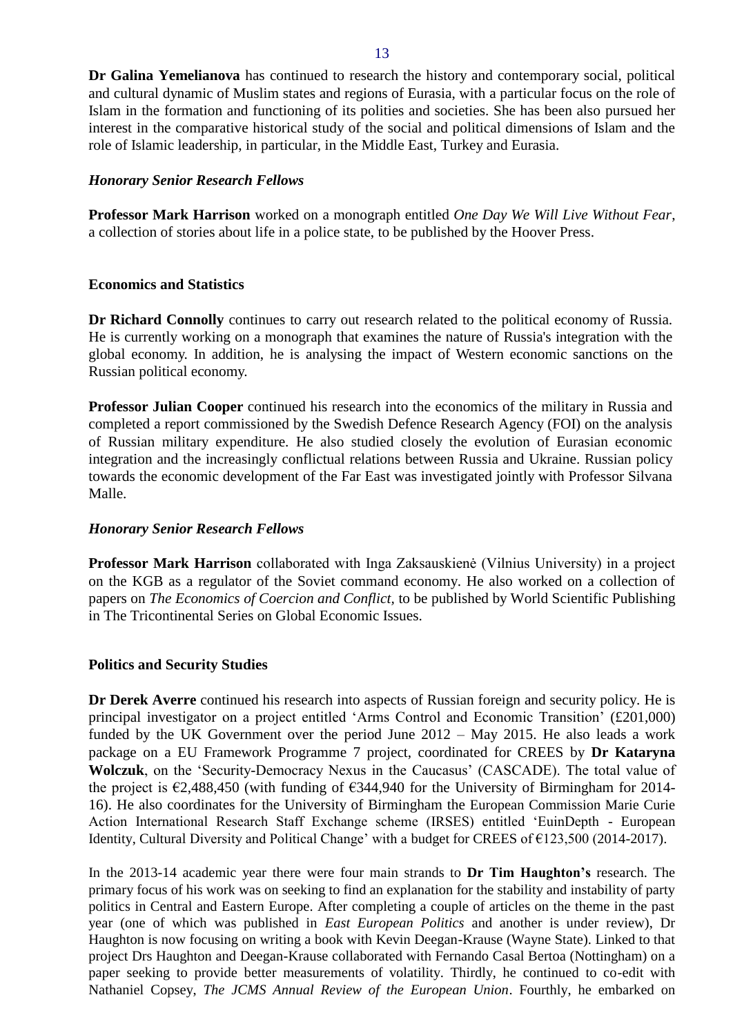**Dr Galina Yemelianova** has continued to research the history and contemporary social, political and cultural dynamic of Muslim states and regions of Eurasia, with a particular focus on the role of Islam in the formation and functioning of its polities and societies. She has been also pursued her interest in the comparative historical study of the social and political dimensions of Islam and the role of Islamic leadership, in particular, in the Middle East, Turkey and Eurasia.

### *Honorary Senior Research Fellows*

**Professor Mark Harrison** worked on a monograph entitled *One Day We Will Live Without Fear*, a collection of stories about life in a police state, to be published by the Hoover Press.

## Economics and Statistics

**Dr Richard Connolly** continues to carry out research related to the political economy of Russia. He is currently working on a monograph that examines the nature of Russia's integration with the global economy. In addition, he is analysing the impact of Western economic sanctions on the Russian political economy.

**Professor Julian Cooper** continued his research into the economics of the military in Russia and completed a report commissioned by the Swedish Defence Research Agency (FOI) on the analysis of Russian military expenditure. He also studied closely the evolution of Eurasian economic integration and the increasingly conflictual relations between Russia and Ukraine. Russian policy towards the economic development of the Far East was investigated jointly with Professor Silvana Malle.

### *Honorary Senior Research Fellows*

**Professor Mark Harrison** collaborated with Inga Zaksauskienė (Vilnius University) in a project on the KGB as a regulator of the Soviet command economy. He also worked on a collection of papers on *The Economics of Coercion and Conflict*, to be published by World Scientific Publishing in The Tricontinental Series on Global Economic Issues.

## Politics and Security Studies

**Dr Derek Averre** continued his research into aspects of Russian foreign and security policy. He is principal investigator on a project entitled 'Arms Control and Economic Transition' (£201,000) funded by the UK Government over the period June 2012 – May 2015. He also leads a work package on a EU Framework Programme 7 project, coordinated for CREES by **Dr Kataryna Wolczuk**, on the 'Security-Democracy Nexus in the Caucasus' (CASCADE). The total value of the project is €2,488,450 (with funding of €344,940 for the University of Birmingham for 2014-16). He also coordinates for the University of Birmingham the European Commission Marie Curie Action International Research Staff Exchange scheme (IRSES) entitled 'EuinDepth - European Identity, Cultural Diversity and Political Change' with a budget for CREES of €123,500 (2014-2017).

In the 2013-14 academic year there were four main strands to **Dr Tim Haughton's** research. The primary focus of his work was on seeking to find an explanation for the stability and instability of party politics in Central and Eastern Europe. After completing a couple of articles on the theme in the past year (one of which was published in *East European Politics* and another is under review), Dr Haughton is now focusing on writing a book with Kevin Deegan-Krause (Wayne State). Linked to that project Drs Haughton and Deegan-Krause collaborated with Fernando Casal Bertoa (Nottingham) on a paper seeking to provide better measurements of volatility. Thirdly, he continued to co-edit with Nathaniel Copsey, *The JCMS Annual Review of the European Union*. Fourthly, he embarked on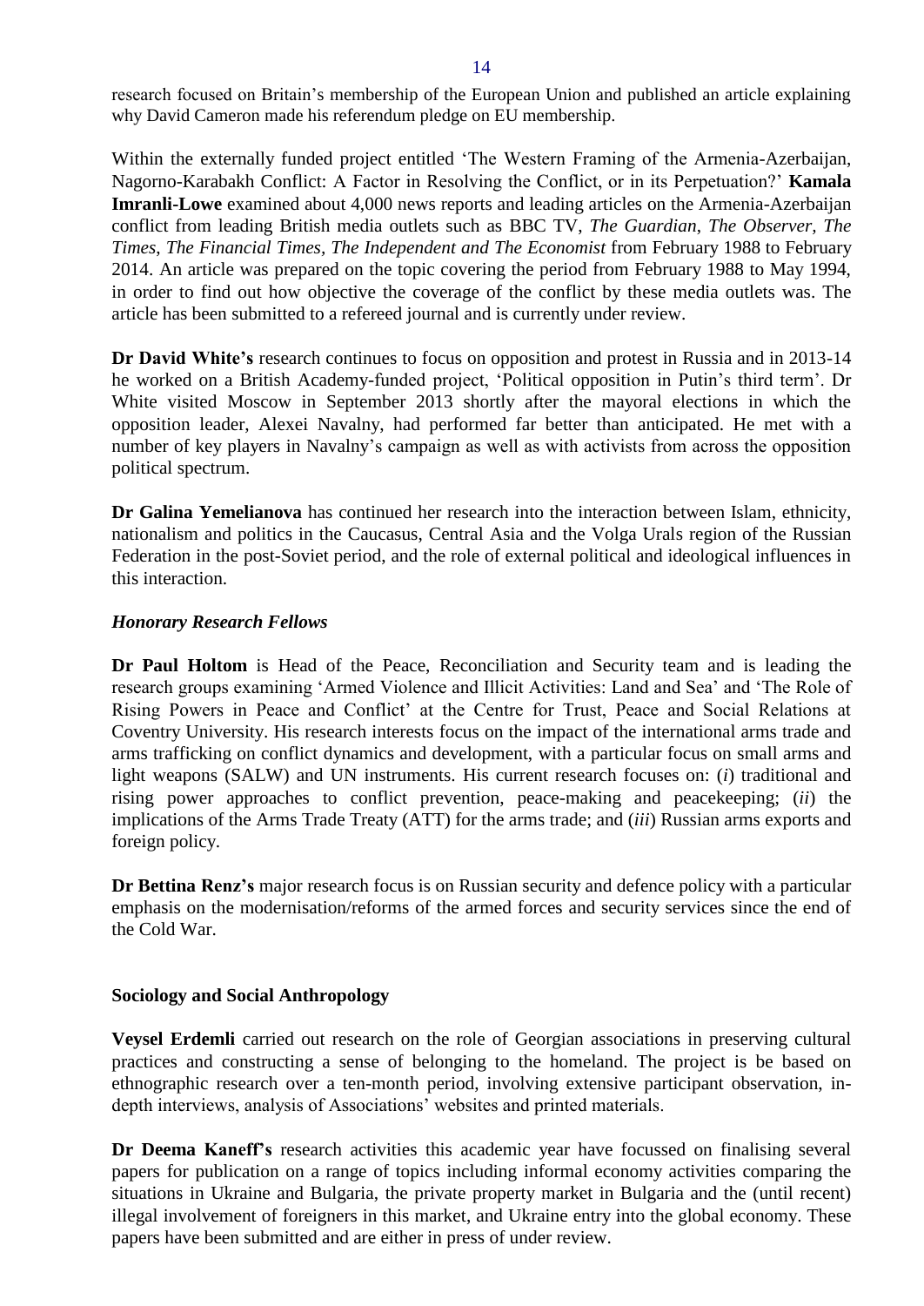research focused on Britain's membership of the European Union and published an article explaining why David Cameron made his referendum pledge on EU membership.

Within the externally funded project entitled 'The Western Framing of the Armenia-Azerbaijan, Nagorno-Karabakh Conflict: A Factor in Resolving the Conflict, or in its Perpetuation?' **Kamala Imranli-Lowe** examined about 4,000 news reports and leading articles on the Armenia-Azerbaijan conflict from leading British media outlets such as BBC TV, *The Guardian*, *The Observer*, *The Times*, *The Financial Times*, *The Independent and The Economist* from February 1988 to February 2014. An article was prepared on the topic covering the period from February 1988 to May 1994, in order to find out how objective the coverage of the conflict by these media outlets was. The article has been submitted to a refereed journal and is currently under review.

**Dr David White's** research continues to focus on opposition and protest in Russia and in 2013-14 he worked on a British Academy-funded project, 'Political opposition in Putin's third term'. Dr White visited Moscow in September 2013 shortly after the mayoral elections in which the opposition leader, Alexei Navalny, had performed far better than anticipated. He met with a number of key players in Navalny's campaign as well as with activists from across the opposition political spectrum.

**Dr Galina Yemelianova** has continued her research into the interaction between Islam, ethnicity, nationalism and politics in the Caucasus, Central Asia and the Volga Urals region of the Russian Federation in the post-Soviet period, and the role of external political and ideological influences in this interaction.

### *Honorary Research Fellows*

**Dr Paul Holtom** is Head of the Peace, Reconciliation and Security team and is leading the research groups examining 'Armed Violence and Illicit Activities: Land and Sea' and 'The Role of Rising Powers in Peace and Conflict' at the Centre for Trust, Peace and Social Relations at Coventry University. His research interests focus on the impact of the international arms trade and arms trafficking on conflict dynamics and development, with a particular focus on small arms and light weapons (SALW) and UN instruments. His current research focuses on: (*i*) traditional and rising power approaches to conflict prevention, peace-making and peacekeeping; (*ii*) the implications of the Arms Trade Treaty (ATT) for the arms trade; and (*iii*) Russian arms exports and foreign policy.

**Dr Bettina Renz's** major research focus is on Russian security and defence policy with a particular emphasis on the modernisation/reforms of the armed forces and security services since the end of the Cold War.

### Sociology and Social Anthropology

**Veysel Erdemli** carried out research on the role of Georgian associations in preserving cultural practices and constructing a sense of belonging to the homeland. The project is be based on ethnographic research over a ten-month period, involving extensive participant observation, in-depth interviews, analysis of Associations' websites and printed materials.

**Dr Deema Kaneff's** research activities this academic year have focussed on finalising several papers for publication on a range of topics including informal economy activities comparing the situations in Ukraine and Bulgaria, the private property market in Bulgaria and the (until recent) illegal involvement of foreigners in this market, and Ukraine entry into the global economy. These papers have been submitted and are either in press of under review.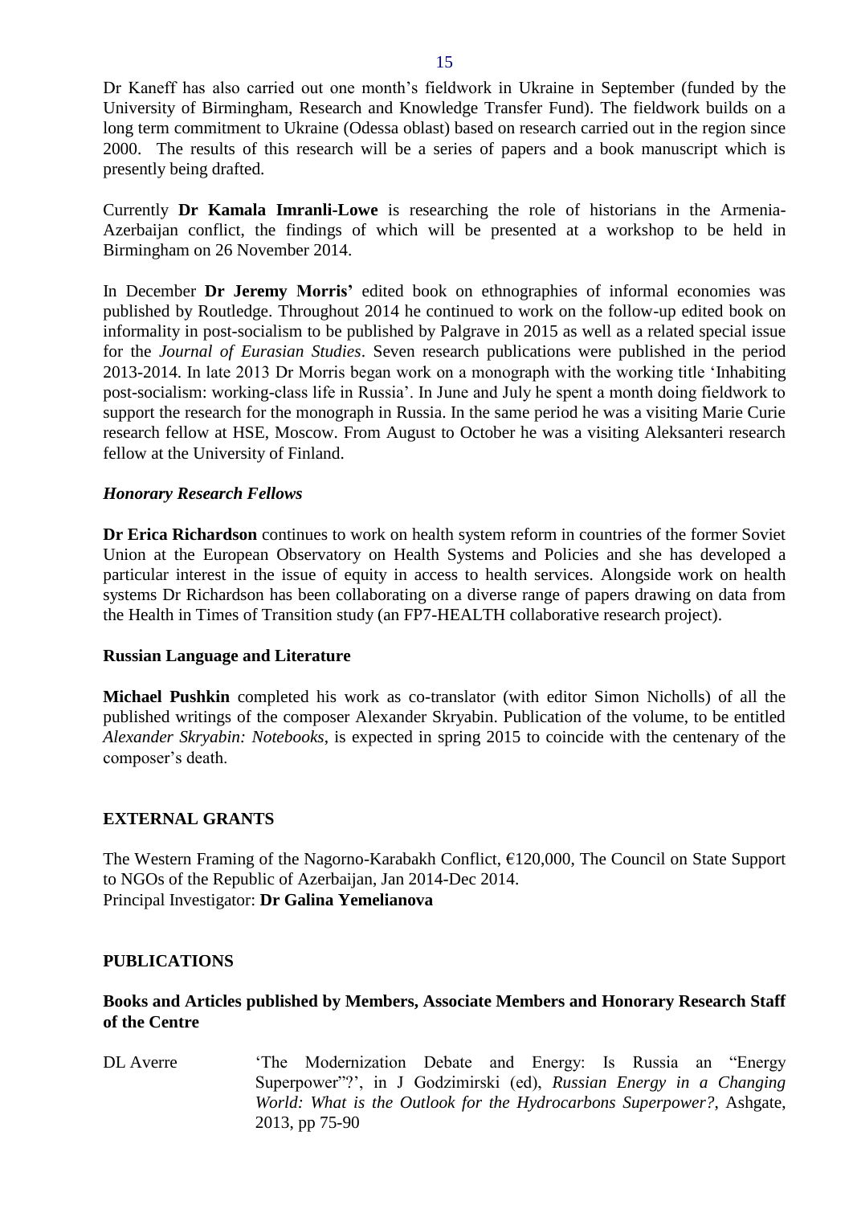Dr Kaneff has also carried out one month's fieldwork in Ukraine in September (funded by the University of Birmingham, Research and Knowledge Transfer Fund). The fieldwork builds on a long term commitment to Ukraine (Odessa oblast) based on research carried out in the region since 2000. The results of this research will be a series of papers and a book manuscript which is presently being drafted.

Currently **Dr Kamala Imranli-Lowe** is researching the role of historians in the Armenia-Azerbaijan conflict, the findings of which will be presented at a workshop to be held in Birmingham on 26 November 2014.

In December **Dr Jeremy Morris'** edited book on ethnographies of informal economies was published by Routledge. Throughout 2014 he continued to work on the follow-up edited book on informality in post-socialism to be published by Palgrave in 2015 as well as a related special issue for the *Journal of Eurasian Studies*. Seven research publications were published in the period 2013-2014. In late 2013 Dr Morris began work on a monograph with the working title 'Inhabiting post-socialism: working-class life in Russia'. In June and July he spent a month doing fieldwork to support the research for the monograph in Russia. In the same period he was a visiting Marie Curie research fellow at HSE, Moscow. From August to October he was a visiting Aleksanteri research fellow at the University of Finland.

### *Honorary Research Fellows*

**Dr Erica Richardson** continues to work on health system reform in countries of the former Soviet Union at the European Observatory on Health Systems and Policies and she has developed a particular interest in the issue of equity in access to health services. Alongside work on health systems Dr Richardson has been collaborating on a diverse range of papers drawing on data from the Health in Times of Transition study (an FP7-HEALTH collaborative research project).

### Russian Language and Literature

**Michael Pushkin** completed his work as co-translator (with editor Simon Nicholls) of all the published writings of the composer Alexander Skryabin. Publication of the volume, to be entitled *Alexander Skryabin: Notebooks*, is expected in spring 2015 to coincide with the centenary of the composer's death.

## EXTERNAL GRANTS

The Western Framing of the Nagorno-Karabakh Conflict, €120,000, The Council on State Support to NGOs of the Republic of Azerbaijan, Jan 2014-Dec 2014.
Principal Investigator: **Dr Galina Yemelianova**

## PUBLICATIONS

### Books and Articles published by Members, Associate Members and Honorary Research Staff of the Centre

DL Averre — 'The Modernization Debate and Energy: Is Russia an "Energy Superpower"?', in J Godzimirski (ed), *Russian Energy in a Changing World: What is the Outlook for the Hydrocarbons Superpower?*, Ashgate, 2013, pp 75-90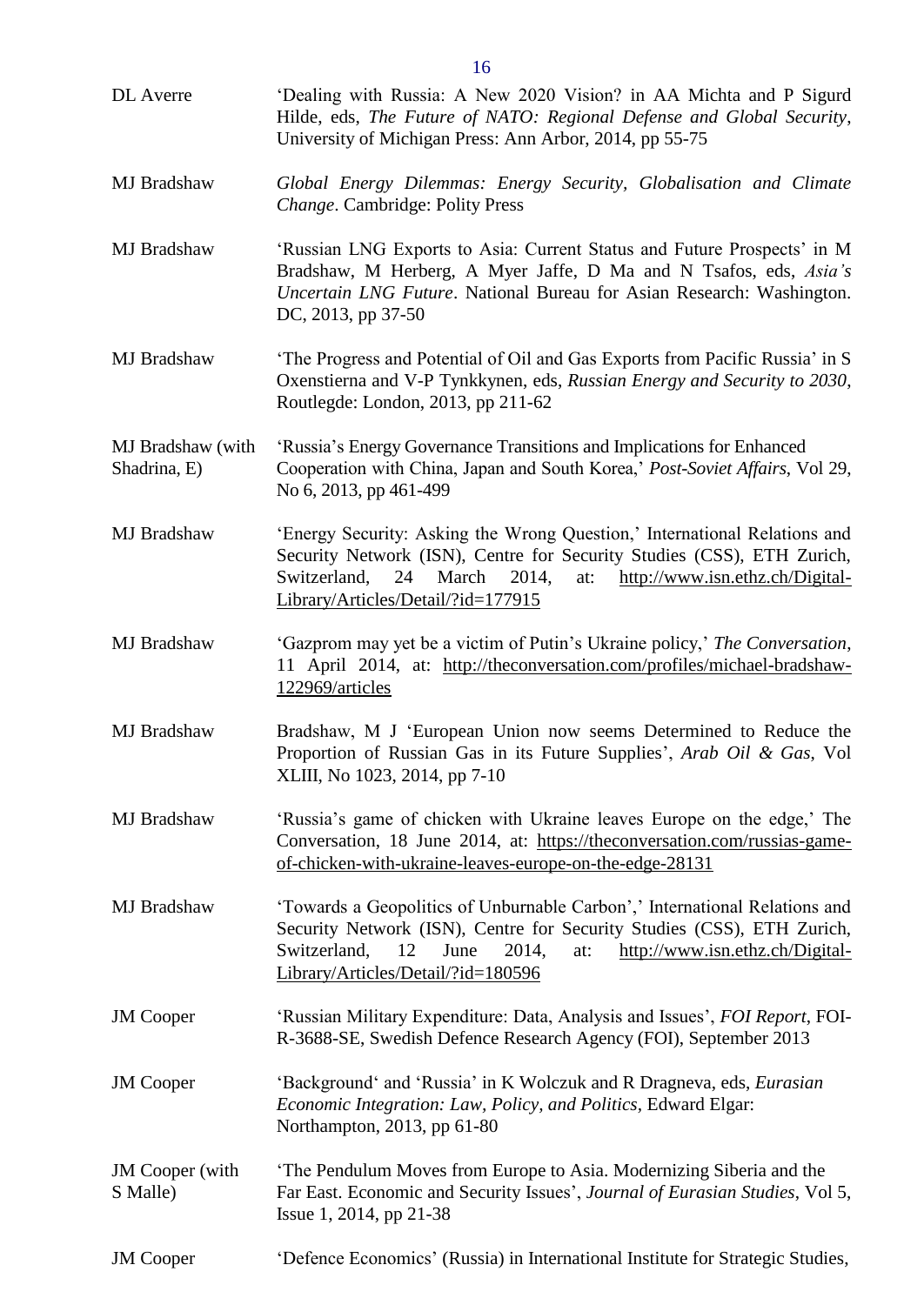| | |
|---|---|
| DL Averre | 'Dealing with Russia: A New 2020 Vision? in AA Michta and P Sigurd Hilde, eds, *The Future of NATO: Regional Defense and Global Security*, University of Michigan Press: Ann Arbor, 2014, pp 55-75 |
| MJ Bradshaw | *Global Energy Dilemmas: Energy Security, Globalisation and Climate Change*. Cambridge: Polity Press |
| MJ Bradshaw | 'Russian LNG Exports to Asia: Current Status and Future Prospects' in M Bradshaw, M Herberg, A Myer Jaffe, D Ma and N Tsafos, eds, *Asia's Uncertain LNG Future*. National Bureau for Asian Research: Washington. DC, 2013, pp 37-50 |
| MJ Bradshaw | 'The Progress and Potential of Oil and Gas Exports from Pacific Russia' in S Oxenstierna and V-P Tynkkynen, eds, *Russian Energy and Security to 2030*, Routlegde: London, 2013, pp 211-62 |
| MJ Bradshaw (with Shadrina, E) | 'Russia's Energy Governance Transitions and Implications for Enhanced Cooperation with China, Japan and South Korea,' *Post-Soviet Affairs*, Vol 29, No 6, 2013, pp 461-499 |
| MJ Bradshaw | 'Energy Security: Asking the Wrong Question,' International Relations and Security Network (ISN), Centre for Security Studies (CSS), ETH Zurich, Switzerland, 24 March 2014, at: http://www.isn.ethz.ch/Digital-Library/Articles/Detail/?id=177915 |
| MJ Bradshaw | 'Gazprom may yet be a victim of Putin's Ukraine policy,' *The Conversation*, 11 April 2014, at: http://theconversation.com/profiles/michael-bradshaw-122969/articles |
| MJ Bradshaw | Bradshaw, M J 'European Union now seems Determined to Reduce the Proportion of Russian Gas in its Future Supplies', *Arab Oil & Gas*, Vol XLIII, No 1023, 2014, pp 7-10 |
| MJ Bradshaw | 'Russia's game of chicken with Ukraine leaves Europe on the edge,' The Conversation, 18 June 2014, at: https://theconversation.com/russias-game-of-chicken-with-ukraine-leaves-europe-on-the-edge-28131 |
| MJ Bradshaw | 'Towards a Geopolitics of Unburnable Carbon',' International Relations and Security Network (ISN), Centre for Security Studies (CSS), ETH Zurich, Switzerland, 12 June 2014, at: http://www.isn.ethz.ch/Digital-Library/Articles/Detail/?id=180596 |
| JM Cooper | 'Russian Military Expenditure: Data, Analysis and Issues', *FOI Report*, FOI-R-3688-SE, Swedish Defence Research Agency (FOI), September 2013 |
| JM Cooper | 'Background' and 'Russia' in K Wolczuk and R Dragneva, eds, *Eurasian Economic Integration: Law, Policy, and Politics*, Edward Elgar: Northampton, 2013, pp 61-80 |
| JM Cooper (with S Malle) | 'The Pendulum Moves from Europe to Asia. Modernizing Siberia and the Far East. Economic and Security Issues', *Journal of Eurasian Studies*, Vol 5, Issue 1, 2014, pp 21-38 |
| JM Cooper | 'Defence Economics' (Russia) in International Institute for Strategic Studies, |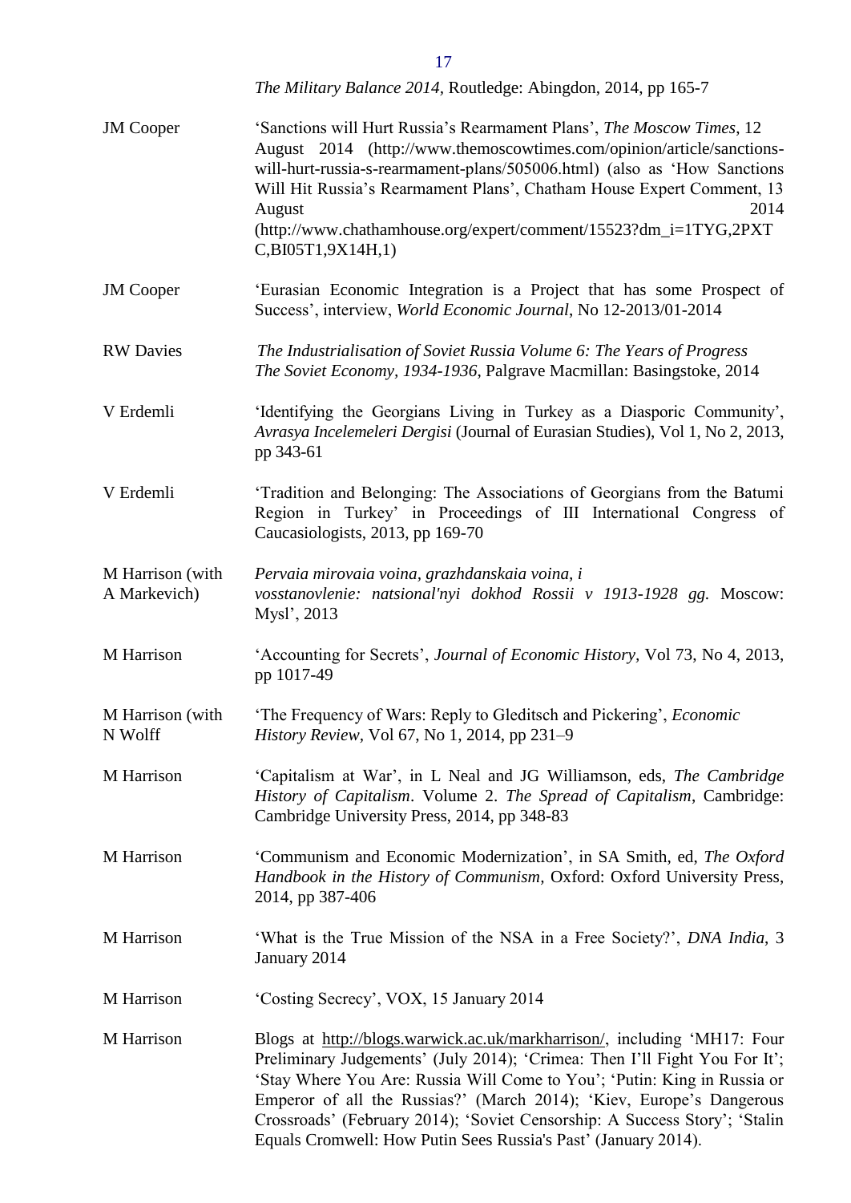*The Military Balance 2014*, Routledge: Abingdon, 2014, pp 165-7

| | |
|---|---|
| JM Cooper | 'Sanctions will Hurt Russia's Rearmament Plans', *The Moscow Times*, 12 August 2014 (http://www.themoscowtimes.com/opinion/article/sanctions-will-hurt-russia-s-rearmament-plans/505006.html) (also as 'How Sanctions Will Hit Russia's Rearmament Plans', Chatham House Expert Comment, 13 August 2014 (http://www.chathamhouse.org/expert/comment/15523?dm_i=1TYG,2PXTC,BI05T1,9X14H,1) |
| JM Cooper | 'Eurasian Economic Integration is a Project that has some Prospect of Success', interview, *World Economic Journal*, No 12-2013/01-2014 |
| RW Davies | *The Industrialisation of Soviet Russia Volume 6: The Years of Progress The Soviet Economy, 1934-1936*, Palgrave Macmillan: Basingstoke, 2014 |
| V Erdemli | 'Identifying the Georgians Living in Turkey as a Diasporic Community', *Avrasya Incelemeleri Dergisi* (Journal of Eurasian Studies), Vol 1, No 2, 2013, pp 343-61 |
| V Erdemli | 'Tradition and Belonging: The Associations of Georgians from the Batumi Region in Turkey' in Proceedings of III International Congress of Caucasiologists, 2013, pp 169-70 |
| M Harrison (with A Markevich) | *Pervaia mirovaia voina, grazhdanskaia voina, i vosstanovlenie: natsional'nyi dokhod Rossii v 1913-1928 gg.* Moscow: Mysl', 2013 |
| M Harrison | 'Accounting for Secrets', *Journal of Economic History*, Vol 73, No 4, 2013, pp 1017-49 |
| M Harrison (with N Wolff | 'The Frequency of Wars: Reply to Gleditsch and Pickering', *Economic History Review*, Vol 67, No 1, 2014, pp 231–9 |
| M Harrison | 'Capitalism at War', in L Neal and JG Williamson, eds, *The Cambridge History of Capitalism*. Volume 2. *The Spread of Capitalism*, Cambridge: Cambridge University Press, 2014, pp 348-83 |
| M Harrison | 'Communism and Economic Modernization', in SA Smith, ed, *The Oxford Handbook in the History of Communism*, Oxford: Oxford University Press, 2014, pp 387-406 |
| M Harrison | 'What is the True Mission of the NSA in a Free Society?', *DNA India*, 3 January 2014 |
| M Harrison | 'Costing Secrecy', VOX, 15 January 2014 |
| M Harrison | Blogs at http://blogs.warwick.ac.uk/markharrison/, including 'MH17: Four Preliminary Judgements' (July 2014); 'Crimea: Then I'll Fight You For It'; 'Stay Where You Are: Russia Will Come to You'; 'Putin: King in Russia or Emperor of all the Russias?' (March 2014); 'Kiev, Europe's Dangerous Crossroads' (February 2014); 'Soviet Censorship: A Success Story'; 'Stalin Equals Cromwell: How Putin Sees Russia's Past' (January 2014). |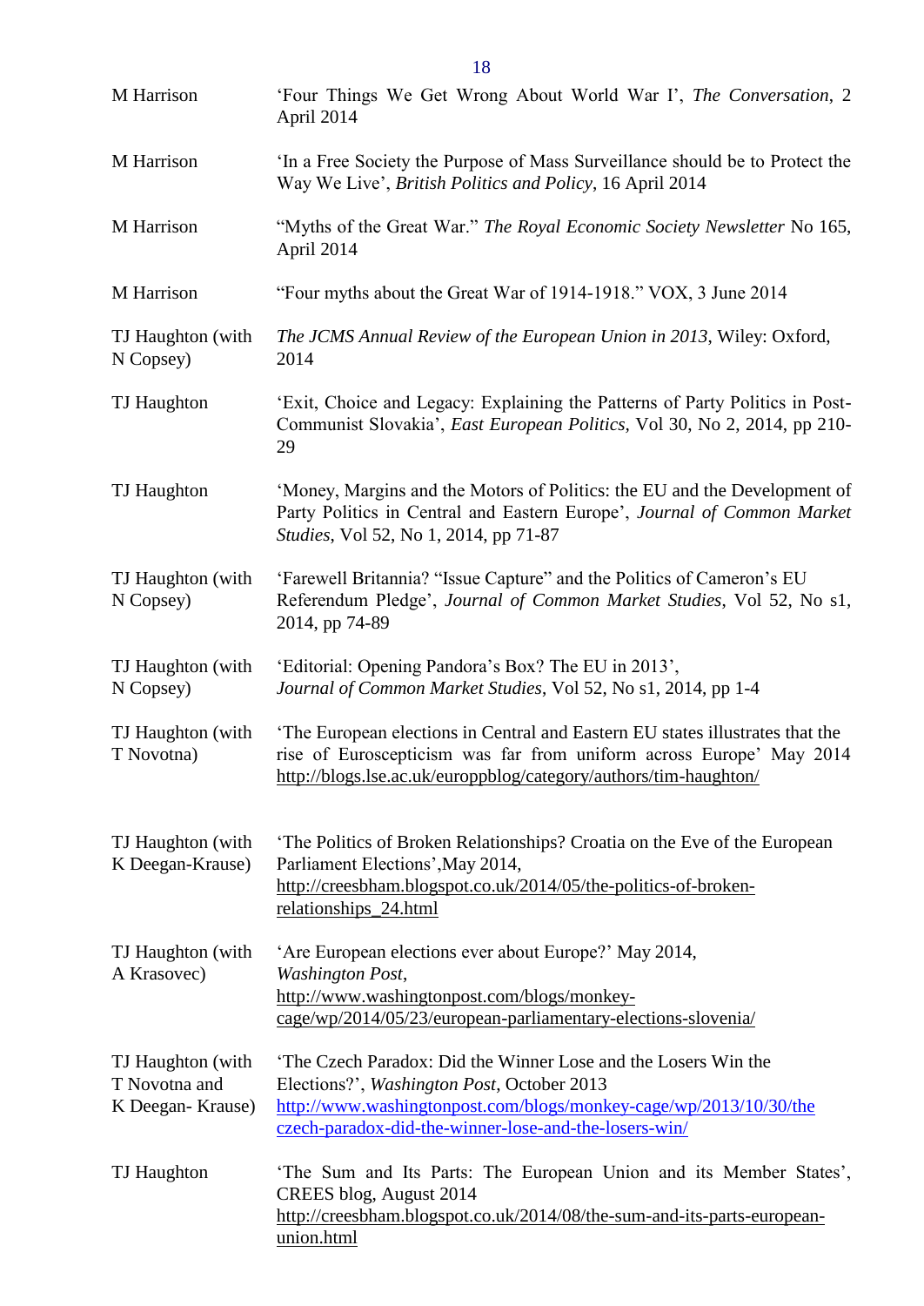| | |
|---|---|
| M Harrison | 'Four Things We Get Wrong About World War I', *The Conversation*, 2 April 2014 |
| M Harrison | 'In a Free Society the Purpose of Mass Surveillance should be to Protect the Way We Live', *British Politics and Policy*, 16 April 2014 |
| M Harrison | "Myths of the Great War." *The Royal Economic Society Newsletter* No 165, April 2014 |
| M Harrison | "Four myths about the Great War of 1914-1918." VOX, 3 June 2014 |
| TJ Haughton (with N Copsey) | *The JCMS Annual Review of the European Union in 2013*, Wiley: Oxford, 2014 |
| TJ Haughton | 'Exit, Choice and Legacy: Explaining the Patterns of Party Politics in Post-Communist Slovakia', *East European Politics,* Vol 30, No 2, 2014, pp 210-29 |
| TJ Haughton | 'Money, Margins and the Motors of Politics: the EU and the Development of Party Politics in Central and Eastern Europe', *Journal of Common Market Studies*, Vol 52, No 1, 2014, pp 71-87 |
| TJ Haughton (with N Copsey) | 'Farewell Britannia? "Issue Capture" and the Politics of Cameron's EU Referendum Pledge', *Journal of Common Market Studies*, Vol 52, No s1, 2014, pp 74-89 |
| TJ Haughton (with N Copsey) | 'Editorial: Opening Pandora's Box? The EU in 2013', *Journal of Common Market Studies*, Vol 52, No s1, 2014, pp 1-4 |
| TJ Haughton (with T Novotna) | 'The European elections in Central and Eastern EU states illustrates that the rise of Euroscepticism was far from uniform across Europe' May 2014 http://blogs.lse.ac.uk/europpblog/category/authors/tim-haughton/ |
| TJ Haughton (with K Deegan-Krause) | 'The Politics of Broken Relationships? Croatia on the Eve of the European Parliament Elections',May 2014, http://creesbham.blogspot.co.uk/2014/05/the-politics-of-broken-relationships_24.html |
| TJ Haughton (with A Krasovec) | 'Are European elections ever about Europe?' May 2014, *Washington Post*, http://www.washingtonpost.com/blogs/monkey-cage/wp/2014/05/23/european-parliamentary-elections-slovenia/ |
| TJ Haughton (with T Novotna and K Deegan- Krause) | 'The Czech Paradox: Did the Winner Lose and the Losers Win the Elections?', *Washington Post*, October 2013 http://www.washingtonpost.com/blogs/monkey-cage/wp/2013/10/30/the czech-paradox-did-the-winner-lose-and-the-losers-win/ |
| TJ Haughton | 'The Sum and Its Parts: The European Union and its Member States', CREES blog, August 2014 http://creesbham.blogspot.co.uk/2014/08/the-sum-and-its-parts-european-union.html |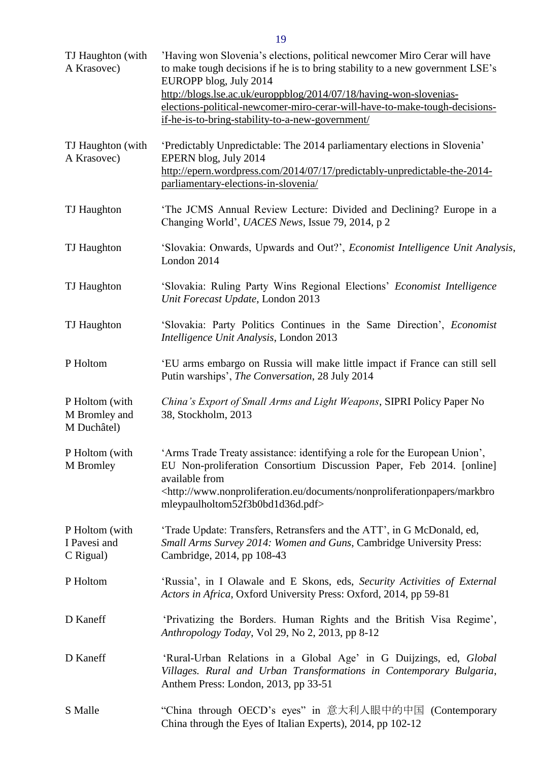| | |
|---|---|
| TJ Haughton (with A Krasovec) | ’Having won Slovenia’s elections, political newcomer Miro Cerar will have to make tough decisions if he is to bring stability to a new government LSE’s EUROPP blog, July 2014 http://blogs.lse.ac.uk/europpblog/2014/07/18/having-won-slovenias-elections-political-newcomer-miro-cerar-will-have-to-make-tough-decisions-if-he-is-to-bring-stability-to-a-new-government/ |
| TJ Haughton (with A Krasovec) | ‘Predictably Unpredictable: The 2014 parliamentary elections in Slovenia’ EPERN blog, July 2014 http://epern.wordpress.com/2014/07/17/predictably-unpredictable-the-2014-parliamentary-elections-in-slovenia/ |
| TJ Haughton | ‘The JCMS Annual Review Lecture: Divided and Declining? Europe in a Changing World’, *UACES News*, Issue 79, 2014, p 2 |
| TJ Haughton | ‘Slovakia: Onwards, Upwards and Out?’, *Economist Intelligence Unit Analysis*, London 2014 |
| TJ Haughton | ‘Slovakia: Ruling Party Wins Regional Elections’ *Economist Intelligence Unit Forecast Update*, London 2013 |
| TJ Haughton | ‘Slovakia: Party Politics Continues in the Same Direction’, *Economist Intelligence Unit Analysis*, London 2013 |
| P Holtom | ‘EU arms embargo on Russia will make little impact if France can still sell Putin warships’, *The Conversation*, 28 July 2014 |
| P Holtom (with M Bromley and M Duchâtel) | *China’s Export of Small Arms and Light Weapons*, SIPRI Policy Paper No 38, Stockholm, 2013 |
| P Holtom (with M Bromley | ‘Arms Trade Treaty assistance: identifying a role for the European Union’, EU Non-proliferation Consortium Discussion Paper, Feb 2014. [online] available from <http://www.nonproliferation.eu/documents/nonproliferationpapers/markbromleypaulholtom52f3b0bd1d36d.pdf> |
| P Holtom (with I Pavesi and C Rigual) | ‘Trade Update: Transfers, Retransfers and the ATT’, in G McDonald, ed, *Small Arms Survey 2014: Women and Guns*, Cambridge University Press: Cambridge, 2014, pp 108-43 |
| P Holtom | ‘Russia’, in I Olawale and E Skons, eds, *Security Activities of External Actors in Africa*, Oxford University Press: Oxford, 2014, pp 59-81 |
| D Kaneff | ‘Privatizing the Borders. Human Rights and the British Visa Regime’, *Anthropology Today*, Vol 29, No 2, 2013, pp 8-12 |
| D Kaneff | ‘Rural-Urban Relations in a Global Age’ in G Duijzings, ed, *Global Villages. Rural and Urban Transformations in Contemporary Bulgaria*, Anthem Press: London, 2013, pp 33-51 |
| S Malle | “China through OECD’s eyes” in 意大利人眼中的中国 (Contemporary China through the Eyes of Italian Experts), 2014, pp 102-12 |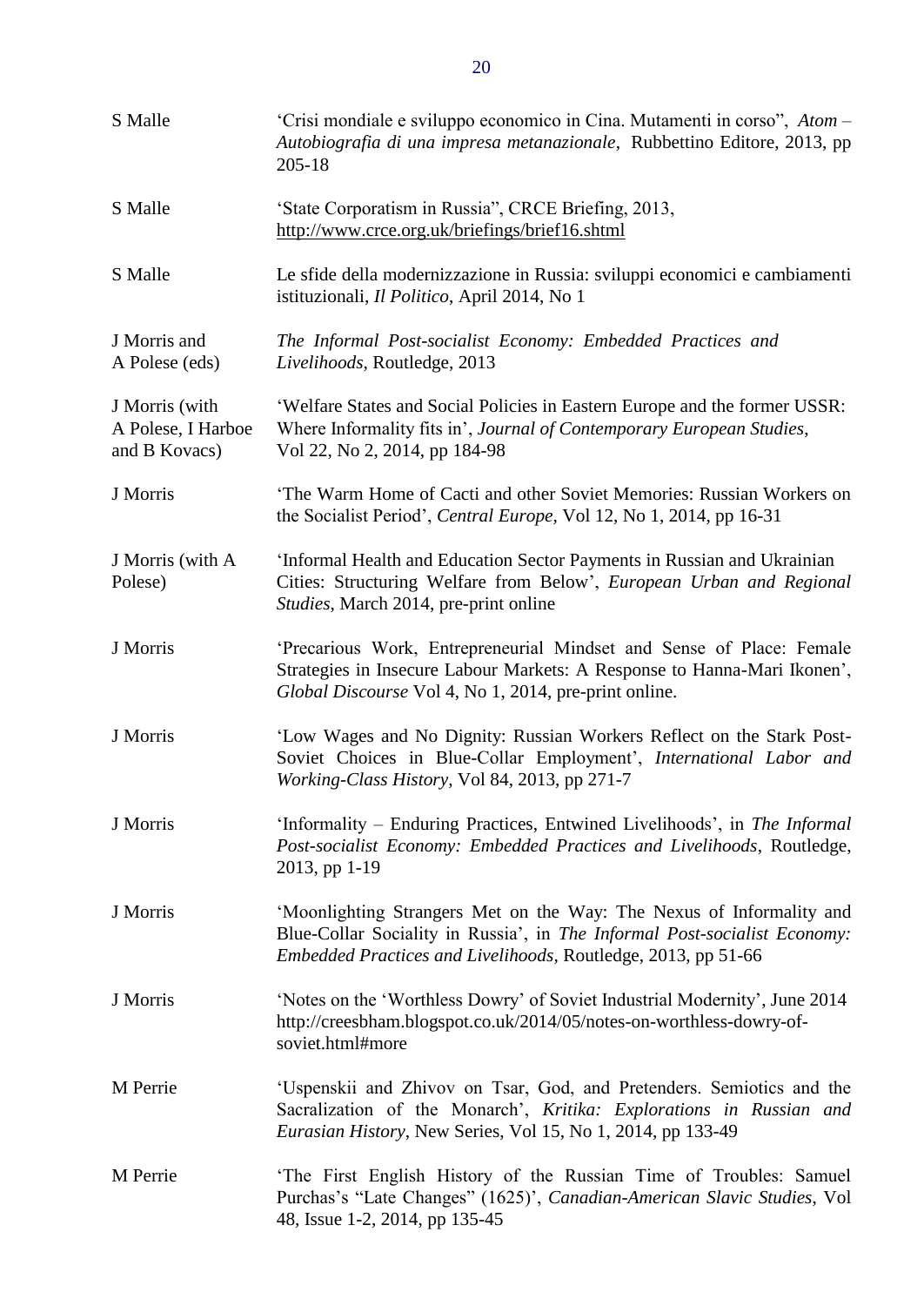| | |
|---|---|
| S Malle | 'Crisi mondiale e sviluppo economico in Cina. Mutamenti in corso", *Atom – Autobiografia di una impresa metanazionale*, Rubbettino Editore, 2013, pp 205-18 |
| S Malle | 'State Corporatism in Russia", CRCE Briefing, 2013, http://www.crce.org.uk/briefings/brief16.shtml |
| S Malle | Le sfide della modernizzazione in Russia: sviluppi economici e cambiamenti istituzionali, *Il Politico*, April 2014, No 1 |
| J Morris and A Polese (eds) | *The Informal Post-socialist Economy: Embedded Practices and Livelihoods*, Routledge, 2013 |
| J Morris (with A Polese, I Harboe and B Kovacs) | 'Welfare States and Social Policies in Eastern Europe and the former USSR: Where Informality fits in', *Journal of Contemporary European Studies*, Vol 22, No 2, 2014, pp 184-98 |
| J Morris | 'The Warm Home of Cacti and other Soviet Memories: Russian Workers on the Socialist Period', *Central Europe*, Vol 12, No 1, 2014, pp 16-31 |
| J Morris (with A Polese) | 'Informal Health and Education Sector Payments in Russian and Ukrainian Cities: Structuring Welfare from Below', *European Urban and Regional Studies*, March 2014, pre-print online |
| J Morris | 'Precarious Work, Entrepreneurial Mindset and Sense of Place: Female Strategies in Insecure Labour Markets: A Response to Hanna-Mari Ikonen', *Global Discourse* Vol 4, No 1, 2014, pre-print online. |
| J Morris | 'Low Wages and No Dignity: Russian Workers Reflect on the Stark Post-Soviet Choices in Blue-Collar Employment', *International Labor and Working-Class History*, Vol 84, 2013, pp 271-7 |
| J Morris | 'Informality – Enduring Practices, Entwined Livelihoods', in *The Informal Post-socialist Economy: Embedded Practices and Livelihoods*, Routledge, 2013, pp 1-19 |
| J Morris | 'Moonlighting Strangers Met on the Way: The Nexus of Informality and Blue-Collar Sociality in Russia', in *The Informal Post-socialist Economy: Embedded Practices and Livelihoods*, Routledge, 2013, pp 51-66 |
| J Morris | 'Notes on the 'Worthless Dowry' of Soviet Industrial Modernity', June 2014 http://creesbham.blogspot.co.uk/2014/05/notes-on-worthless-dowry-of-soviet.html#more |
| M Perrie | 'Uspenskii and Zhivov on Tsar, God, and Pretenders. Semiotics and the Sacralization of the Monarch', *Kritika: Explorations in Russian and Eurasian History*, New Series, Vol 15, No 1, 2014, pp 133-49 |
| M Perrie | 'The First English History of the Russian Time of Troubles: Samuel Purchas's "Late Changes" (1625)', *Canadian-American Slavic Studies*, Vol 48, Issue 1-2, 2014, pp 135-45 |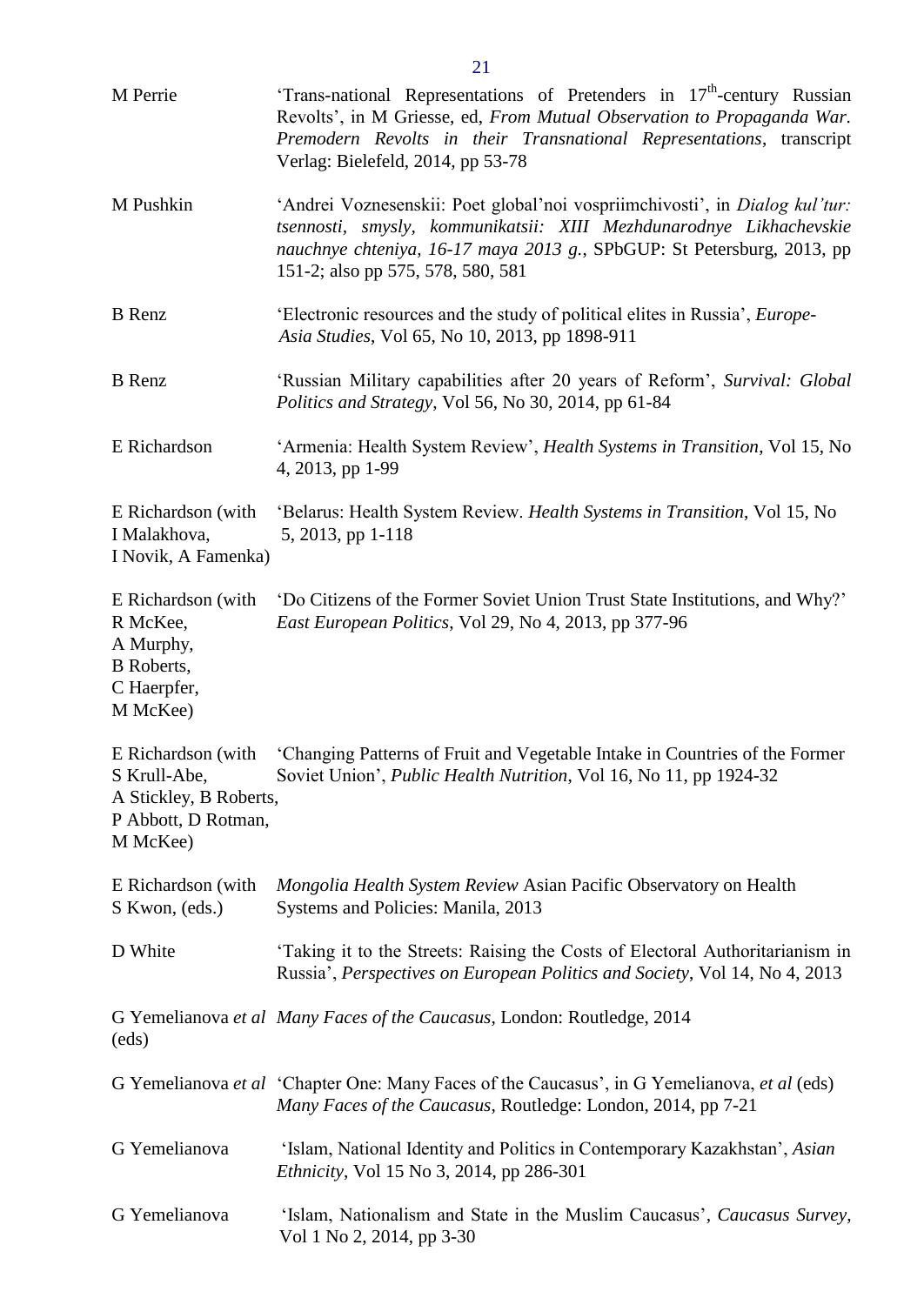| | |
|---|---|
| M Perrie | 'Trans-national Representations of Pretenders in 17th-century Russian Revolts', in M Griesse, ed, *From Mutual Observation to Propaganda War. Premodern Revolts in their Transnational Representations*, transcript Verlag: Bielefeld, 2014, pp 53-78 |
| M Pushkin | 'Andrei Voznesenskii: Poet global'noi vospriimchivosti', in *Dialog kul'tur: tsennosti, smysly, kommunikatsii: XIII Mezhdunarodnye Likhachevskie nauchnye chteniya, 16-17 maya 2013 g.*, SPbGUP: St Petersburg, 2013, pp 151-2; also pp 575, 578, 580, 581 |
| B Renz | 'Electronic resources and the study of political elites in Russia', *Europe-Asia Studies*, Vol 65, No 10, 2013, pp 1898-911 |
| B Renz | 'Russian Military capabilities after 20 years of Reform', *Survival: Global Politics and Strategy*, Vol 56, No 30, 2014, pp 61-84 |
| E Richardson | 'Armenia: Health System Review', *Health Systems in Transition*, Vol 15, No 4, 2013, pp 1-99 |
| E Richardson (with I Malakhova, I Novik, A Famenka) | 'Belarus: Health System Review. *Health Systems in Transition*, Vol 15, No 5, 2013, pp 1-118 |
| E Richardson (with R McKee, A Murphy, B Roberts, C Haerpfer, M McKee) | 'Do Citizens of the Former Soviet Union Trust State Institutions, and Why?' *East European Politics*, Vol 29, No 4, 2013, pp 377-96 |
| E Richardson (with S Krull-Abe, A Stickley, B Roberts, P Abbott, D Rotman, M McKee) | 'Changing Patterns of Fruit and Vegetable Intake in Countries of the Former Soviet Union', *Public Health Nutrition*, Vol 16, No 11, pp 1924-32 |
| E Richardson (with S Kwon, (eds.) | *Mongolia Health System Review* Asian Pacific Observatory on Health Systems and Policies: Manila, 2013 |
| D White | 'Taking it to the Streets: Raising the Costs of Electoral Authoritarianism in Russia', *Perspectives on European Politics and Society*, Vol 14, No 4, 2013 |
| G Yemelianova *et al* (eds) | *Many Faces of the Caucasus*, London: Routledge, 2014 |
| G Yemelianova *et al* | 'Chapter One: Many Faces of the Caucasus', in G Yemelianova, *et al* (eds) *Many Faces of the Caucasus*, Routledge: London, 2014, pp 7-21 |
| G Yemelianova | 'Islam, National Identity and Politics in Contemporary Kazakhstan', *Asian Ethnicity*, Vol 15 No 3, 2014, pp 286-301 |
| G Yemelianova | 'Islam, Nationalism and State in the Muslim Caucasus', *Caucasus Survey*, Vol 1 No 2, 2014, pp 3-30 |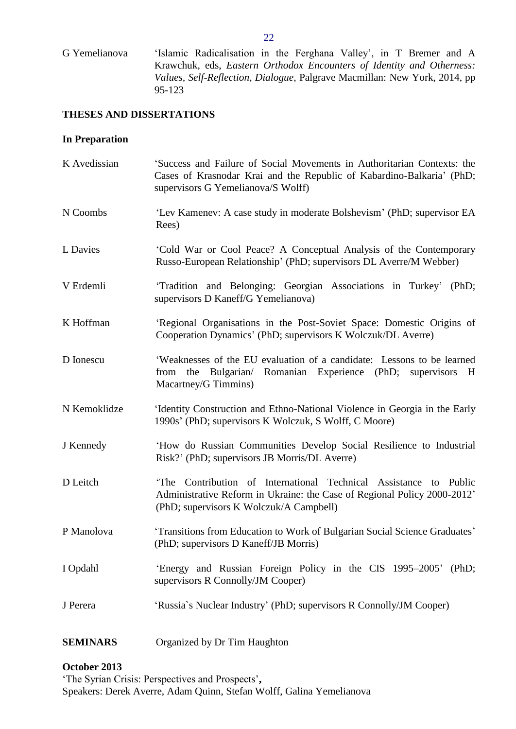G Yemelianova 'Islamic Radicalisation in the Ferghana Valley', in T Bremer and A Krawchuk, eds, *Eastern Orthodox Encounters of Identity and Otherness: Values, Self-Reflection, Dialogue,* Palgrave Macmillan: New York, 2014, pp 95-123

**THESES AND DISSERTATIONS**

**In Preparation**

K Avedissian 'Success and Failure of Social Movements in Authoritarian Contexts: the Cases of Krasnodar Krai and the Republic of Kabardino-Balkaria' (PhD; supervisors G Yemelianova/S Wolff)

N Coombs 'Lev Kamenev: A case study in moderate Bolshevism' (PhD; supervisor EA Rees)

L Davies 'Cold War or Cool Peace? A Conceptual Analysis of the Contemporary Russo-European Relationship' (PhD; supervisors DL Averre/M Webber)

V Erdemli 'Tradition and Belonging: Georgian Associations in Turkey' (PhD; supervisors D Kaneff/G Yemelianova)

K Hoffman 'Regional Organisations in the Post-Soviet Space: Domestic Origins of Cooperation Dynamics' (PhD; supervisors K Wolczuk/DL Averre)

D Ionescu 'Weaknesses of the EU evaluation of a candidate: Lessons to be learned from the Bulgarian/ Romanian Experience (PhD; supervisors H Macartney/G Timmins)

N Kemoklidze 'Identity Construction and Ethno-National Violence in Georgia in the Early 1990s' (PhD; supervisors K Wolczuk, S Wolff, C Moore)

J Kennedy 'How do Russian Communities Develop Social Resilience to Industrial Risk?' (PhD; supervisors JB Morris/DL Averre)

D Leitch 'The Contribution of International Technical Assistance to Public Administrative Reform in Ukraine: the Case of Regional Policy 2000-2012' (PhD; supervisors K Wolczuk/A Campbell)

P Manolova 'Transitions from Education to Work of Bulgarian Social Science Graduates' (PhD; supervisors D Kaneff/JB Morris)

I Opdahl 'Energy and Russian Foreign Policy in the CIS 1995–2005' (PhD; supervisors R Connolly/JM Cooper)

J Perera 'Russia`s Nuclear Industry' (PhD; supervisors R Connolly/JM Cooper)

**SEMINARS** Organized by Dr Tim Haughton

**October 2013**

'The Syrian Crisis: Perspectives and Prospects'**,**
Speakers: Derek Averre, Adam Quinn, Stefan Wolff, Galina Yemelianova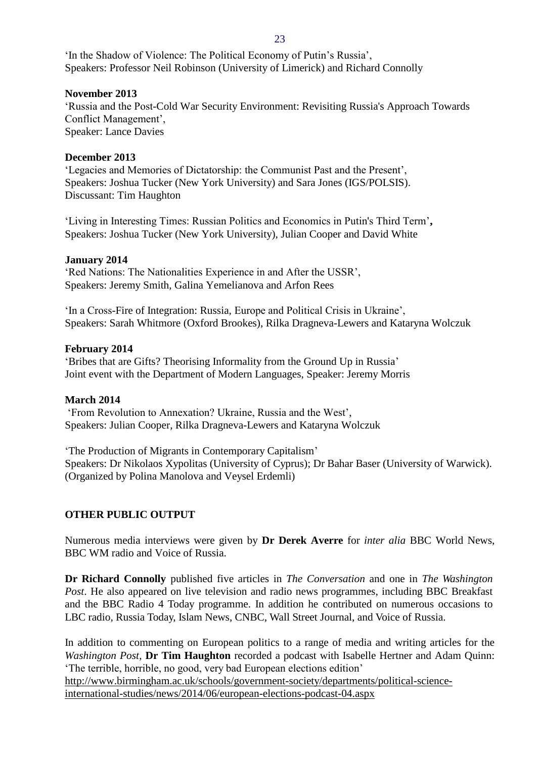'In the Shadow of Violence: The Political Economy of Putin's Russia',
Speakers: Professor Neil Robinson (University of Limerick) and Richard Connolly

**November 2013**
'Russia and the Post-Cold War Security Environment: Revisiting Russia's Approach Towards Conflict Management',
Speaker: Lance Davies

**December 2013**
'Legacies and Memories of Dictatorship: the Communist Past and the Present',
Speakers: Joshua Tucker (New York University) and Sara Jones (IGS/POLSIS).
Discussant: Tim Haughton

'Living in Interesting Times: Russian Politics and Economics in Putin's Third Term'**,**
Speakers: Joshua Tucker (New York University), Julian Cooper and David White

**January 2014**
'Red Nations: The Nationalities Experience in and After the USSR',
Speakers: Jeremy Smith, Galina Yemelianova and Arfon Rees

'In a Cross-Fire of Integration: Russia, Europe and Political Crisis in Ukraine',
Speakers: Sarah Whitmore (Oxford Brookes), Rilka Dragneva-Lewers and Kataryna Wolczuk

**February 2014**
'Bribes that are Gifts? Theorising Informality from the Ground Up in Russia'
Joint event with the Department of Modern Languages, Speaker: Jeremy Morris

**March 2014**
'From Revolution to Annexation? Ukraine, Russia and the West',
Speakers: Julian Cooper, Rilka Dragneva-Lewers and Kataryna Wolczuk

'The Production of Migrants in Contemporary Capitalism'
Speakers: Dr Nikolaos Xypolitas (University of Cyprus); Dr Bahar Baser (University of Warwick).
(Organized by Polina Manolova and Veysel Erdemli)

## OTHER PUBLIC OUTPUT

Numerous media interviews were given by **Dr Derek Averre** for *inter alia* BBC World News, BBC WM radio and Voice of Russia.

**Dr Richard Connolly** published five articles in *The Conversation* and one in *The Washington Post*. He also appeared on live television and radio news programmes, including BBC Breakfast and the BBC Radio 4 Today programme. In addition he contributed on numerous occasions to LBC radio, Russia Today, Islam News, CNBC, Wall Street Journal, and Voice of Russia.

In addition to commenting on European politics to a range of media and writing articles for the *Washington Post*, **Dr Tim Haughton** recorded a podcast with Isabelle Hertner and Adam Quinn: 'The terrible, horrible, no good, very bad European elections edition'
http://www.birmingham.ac.uk/schools/government-society/departments/political-science-international-studies/news/2014/06/european-elections-podcast-04.aspx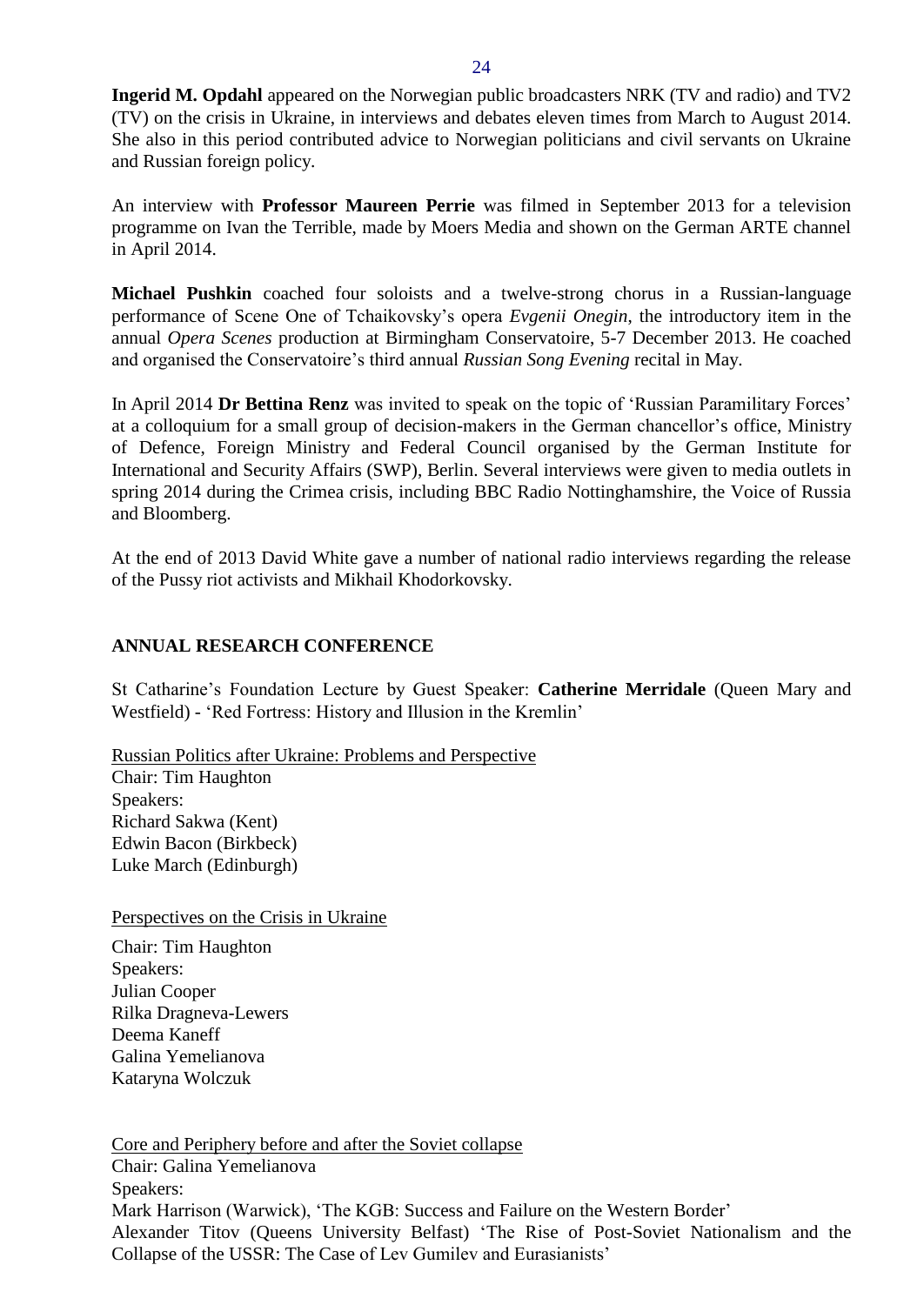**Ingerid M. Opdahl** appeared on the Norwegian public broadcasters NRK (TV and radio) and TV2 (TV) on the crisis in Ukraine, in interviews and debates eleven times from March to August 2014. She also in this period contributed advice to Norwegian politicians and civil servants on Ukraine and Russian foreign policy.

An interview with **Professor Maureen Perrie** was filmed in September 2013 for a television programme on Ivan the Terrible, made by Moers Media and shown on the German ARTE channel in April 2014.

**Michael Pushkin** coached four soloists and a twelve-strong chorus in a Russian-language performance of Scene One of Tchaikovsky's opera *Evgenii Onegin*, the introductory item in the annual *Opera Scenes* production at Birmingham Conservatoire, 5-7 December 2013. He coached and organised the Conservatoire's third annual *Russian Song Evening* recital in May.

In April 2014 **Dr Bettina Renz** was invited to speak on the topic of 'Russian Paramilitary Forces' at a colloquium for a small group of decision-makers in the German chancellor's office, Ministry of Defence, Foreign Ministry and Federal Council organised by the German Institute for International and Security Affairs (SWP), Berlin. Several interviews were given to media outlets in spring 2014 during the Crimea crisis, including BBC Radio Nottinghamshire, the Voice of Russia and Bloomberg.

At the end of 2013 David White gave a number of national radio interviews regarding the release of the Pussy riot activists and Mikhail Khodorkovsky.

## ANNUAL RESEARCH CONFERENCE

St Catharine's Foundation Lecture by Guest Speaker: **Catherine Merridale** (Queen Mary and Westfield) - 'Red Fortress: History and Illusion in the Kremlin'

Russian Politics after Ukraine: Problems and Perspective
Chair: Tim Haughton
Speakers:
Richard Sakwa (Kent)
Edwin Bacon (Birkbeck)
Luke March (Edinburgh)

Perspectives on the Crisis in Ukraine

Chair: Tim Haughton
Speakers:
Julian Cooper
Rilka Dragneva-Lewers
Deema Kaneff
Galina Yemelianova
Kataryna Wolczuk

Core and Periphery before and after the Soviet collapse
Chair: Galina Yemelianova
Speakers:
Mark Harrison (Warwick), 'The KGB: Success and Failure on the Western Border'
Alexander Titov (Queens University Belfast) 'The Rise of Post-Soviet Nationalism and the Collapse of the USSR: The Case of Lev Gumilev and Eurasianists'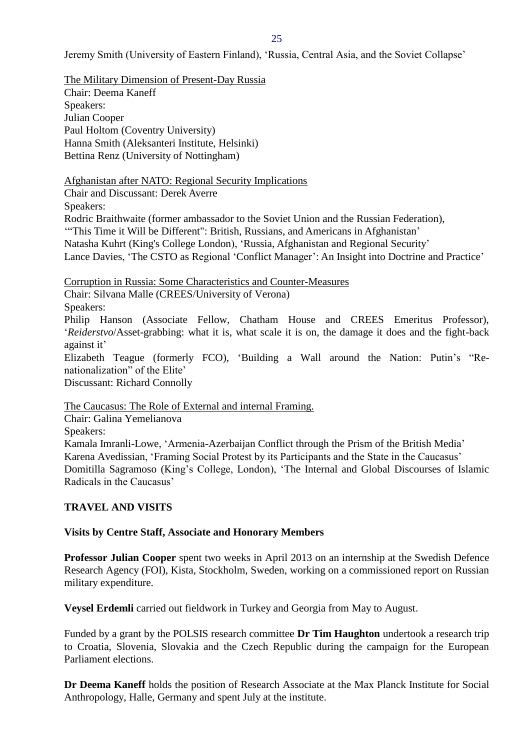Jeremy Smith (University of Eastern Finland), 'Russia, Central Asia, and the Soviet Collapse'

The Military Dimension of Present-Day Russia
Chair: Deema Kaneff
Speakers:
Julian Cooper
Paul Holtom (Coventry University)
Hanna Smith (Aleksanteri Institute, Helsinki)
Bettina Renz (University of Nottingham)

Afghanistan after NATO: Regional Security Implications
Chair and Discussant: Derek Averre
Speakers:
Rodric Braithwaite (former ambassador to the Soviet Union and the Russian Federation), '"This Time it Will be Different": British, Russians, and Americans in Afghanistan'
Natasha Kuhrt (King's College London), 'Russia, Afghanistan and Regional Security'
Lance Davies, 'The CSTO as Regional 'Conflict Manager': An Insight into Doctrine and Practice'

Corruption in Russia: Some Characteristics and Counter-Measures
Chair: Silvana Malle (CREES/University of Verona)
Speakers:
Philip Hanson (Associate Fellow, Chatham House and CREES Emeritus Professor), '*Reiderstvo*/Asset-grabbing: what it is, what scale it is on, the damage it does and the fight-back against it'
Elizabeth Teague (formerly FCO), 'Building a Wall around the Nation: Putin's "Re-nationalization" of the Elite'
Discussant: Richard Connolly

The Caucasus: The Role of External and internal Framing.
Chair: Galina Yemelianova
Speakers:
Kamala Imranli-Lowe, 'Armenia-Azerbaijan Conflict through the Prism of the British Media'
Karena Avedissian, 'Framing Social Protest by its Participants and the State in the Caucasus'
Domitilla Sagramoso (King's College, London), 'The Internal and Global Discourses of Islamic Radicals in the Caucasus'

## TRAVEL AND VISITS

### Visits by Centre Staff, Associate and Honorary Members

**Professor Julian Cooper** spent two weeks in April 2013 on an internship at the Swedish Defence Research Agency (FOI), Kista, Stockholm, Sweden, working on a commissioned report on Russian military expenditure.

**Veysel Erdemli** carried out fieldwork in Turkey and Georgia from May to August.

Funded by a grant by the POLSIS research committee **Dr Tim Haughton** undertook a research trip to Croatia, Slovenia, Slovakia and the Czech Republic during the campaign for the European Parliament elections.

**Dr Deema Kaneff** holds the position of Research Associate at the Max Planck Institute for Social Anthropology, Halle, Germany and spent July at the institute.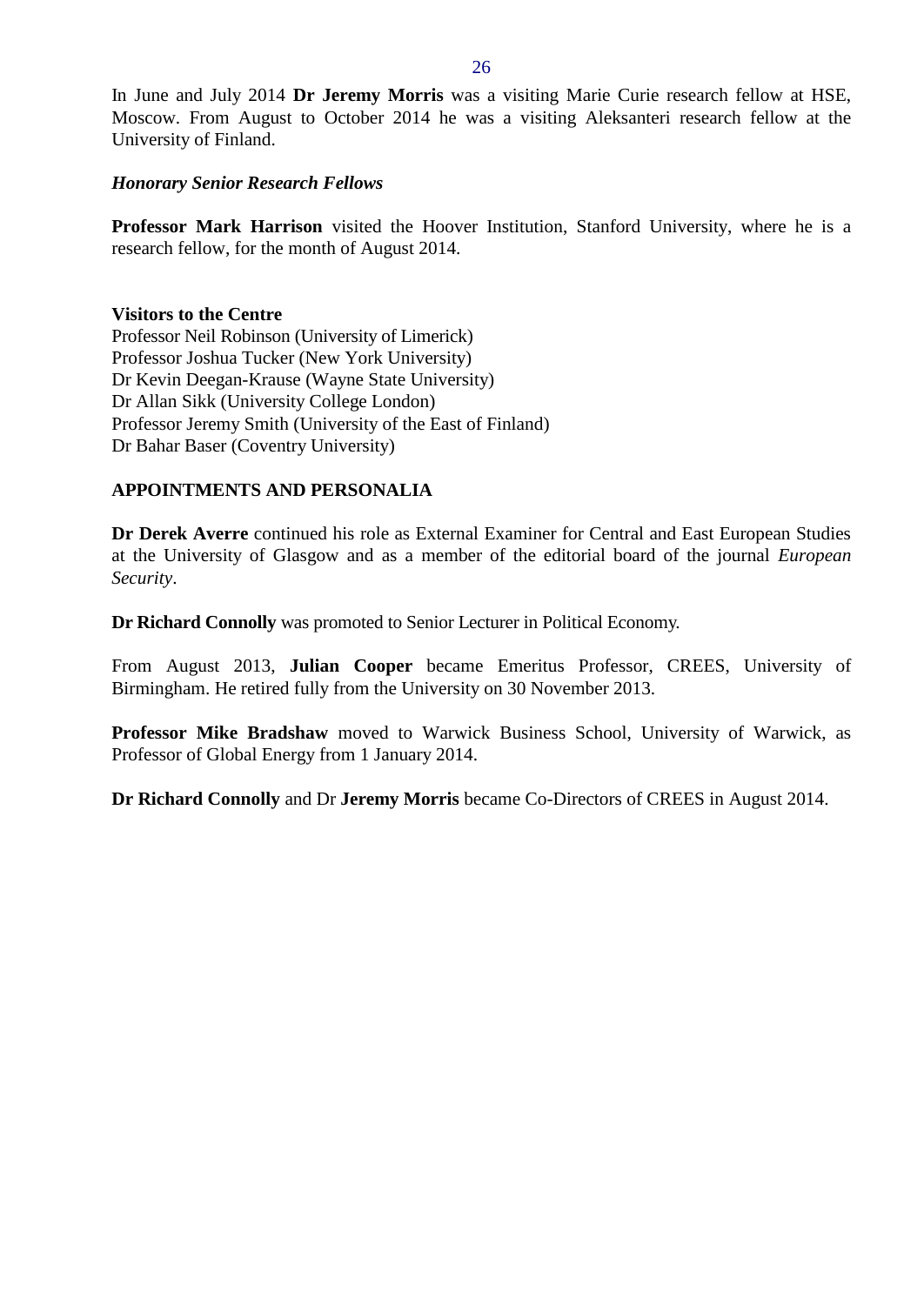In June and July 2014 **Dr Jeremy Morris** was a visiting Marie Curie research fellow at HSE, Moscow. From August to October 2014 he was a visiting Aleksanteri research fellow at the University of Finland.

### *Honorary Senior Research Fellows*

**Professor Mark Harrison** visited the Hoover Institution, Stanford University, where he is a research fellow, for the month of August 2014.

### Visitors to the Centre

Professor Neil Robinson (University of Limerick)
Professor Joshua Tucker (New York University)
Dr Kevin Deegan-Krause (Wayne State University)
Dr Allan Sikk (University College London)
Professor Jeremy Smith (University of the East of Finland)
Dr Bahar Baser (Coventry University)

## APPOINTMENTS AND PERSONALIA

**Dr Derek Averre** continued his role as External Examiner for Central and East European Studies at the University of Glasgow and as a member of the editorial board of the journal *European Security*.

**Dr Richard Connolly** was promoted to Senior Lecturer in Political Economy.

From August 2013, **Julian Cooper** became Emeritus Professor, CREES, University of Birmingham. He retired fully from the University on 30 November 2013.

**Professor Mike Bradshaw** moved to Warwick Business School, University of Warwick, as Professor of Global Energy from 1 January 2014.

**Dr Richard Connolly** and Dr **Jeremy Morris** became Co-Directors of CREES in August 2014.